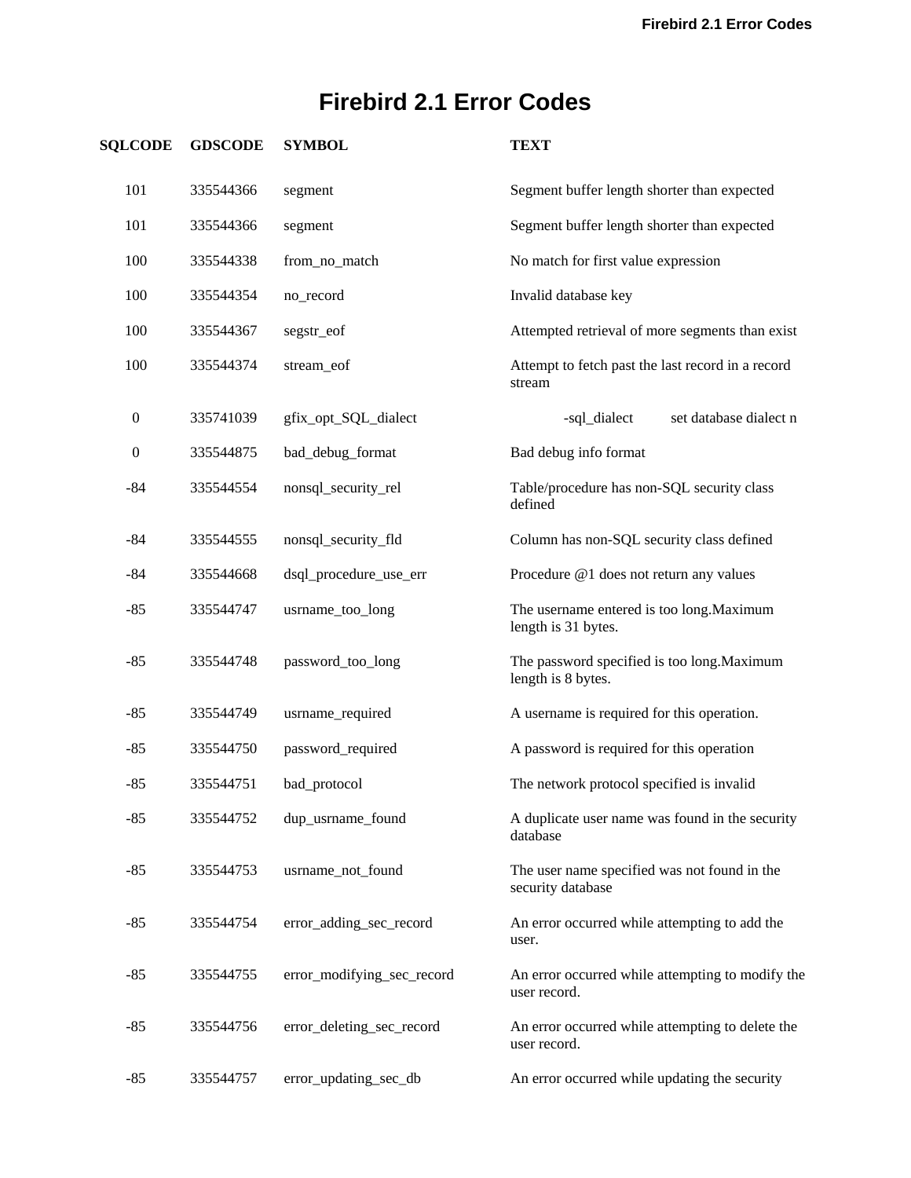# Firebird 2.1 Error Codes

| SQLCODE | GDSCODE | SYMBOL | TEXT |
|---|---|---|---|
| 101 | 335544366 | segment | Segment buffer length shorter than expected |
| 101 | 335544366 | segment | Segment buffer length shorter than expected |
| 100 | 335544338 | from_no_match | No match for first value expression |
| 100 | 335544354 | no_record | Invalid database key |
| 100 | 335544367 | segstr_eof | Attempted retrieval of more segments than exist |
| 100 | 335544374 | stream_eof | Attempt to fetch past the last record in a record stream |
| 0 | 335741039 | gfix_opt_SQL_dialect | -sql_dialect set database dialect n |
| 0 | 335544875 | bad_debug_format | Bad debug info format |
| -84 | 335544554 | nonsql_security_rel | Table/procedure has non-SQL security class defined |
| -84 | 335544555 | nonsql_security_fld | Column has non-SQL security class defined |
| -84 | 335544668 | dsql_procedure_use_err | Procedure @1 does not return any values |
| -85 | 335544747 | usrname_too_long | The username entered is too long.Maximum length is 31 bytes. |
| -85 | 335544748 | password_too_long | The password specified is too long.Maximum length is 8 bytes. |
| -85 | 335544749 | usrname_required | A username is required for this operation. |
| -85 | 335544750 | password_required | A password is required for this operation |
| -85 | 335544751 | bad_protocol | The network protocol specified is invalid |
| -85 | 335544752 | dup_usrname_found | A duplicate user name was found in the security database |
| -85 | 335544753 | usrname_not_found | The user name specified was not found in the security database |
| -85 | 335544754 | error_adding_sec_record | An error occurred while attempting to add the user. |
| -85 | 335544755 | error_modifying_sec_record | An error occurred while attempting to modify the user record. |
| -85 | 335544756 | error_deleting_sec_record | An error occurred while attempting to delete the user record. |
| -85 | 335544757 | error_updating_sec_db | An error occurred while updating the security |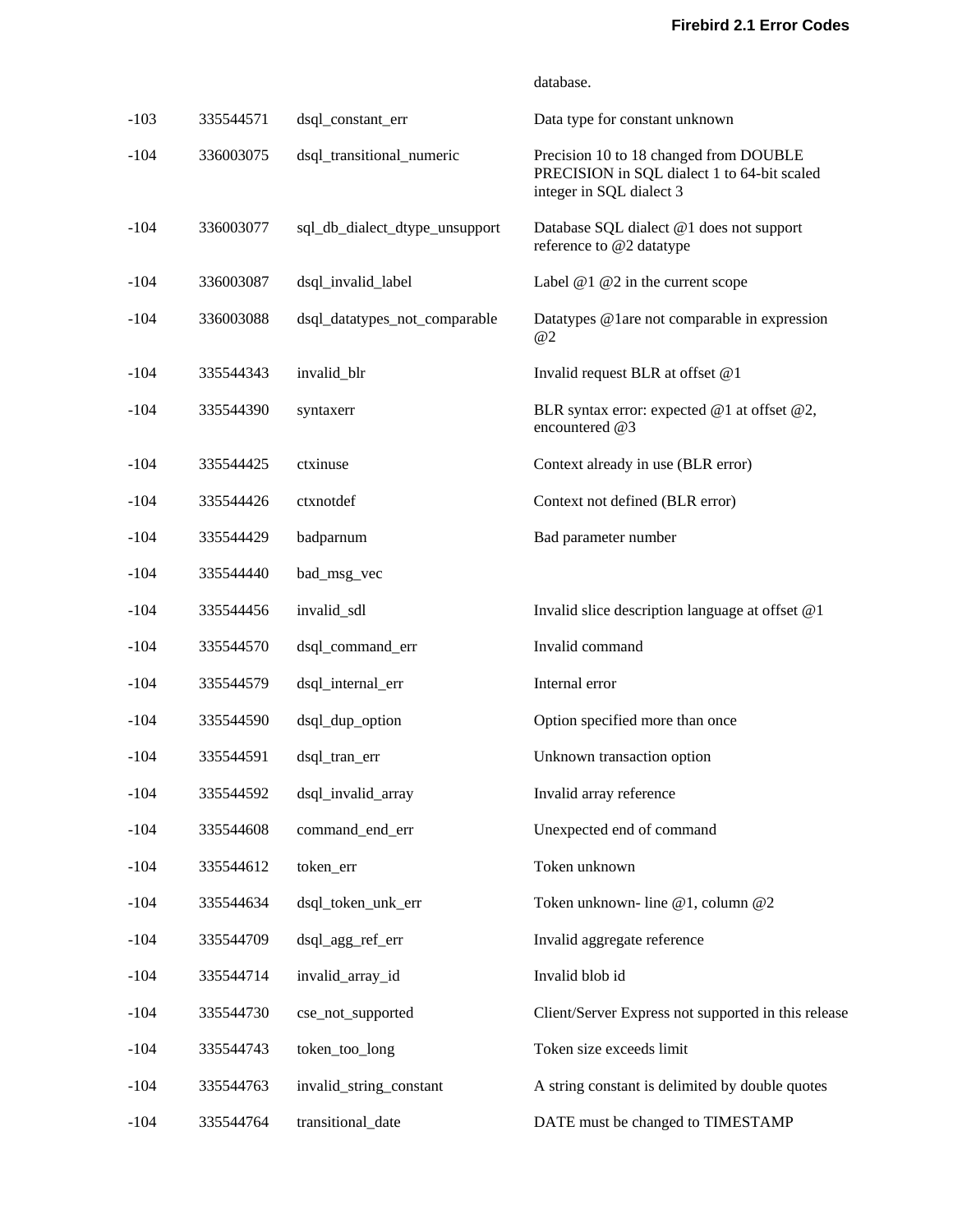| | | | |
|---|---|---|---|
| | | | database. |
| -103 | 335544571 | dsql_constant_err | Data type for constant unknown |
| -104 | 336003075 | dsql_transitional_numeric | Precision 10 to 18 changed from DOUBLE PRECISION in SQL dialect 1 to 64-bit scaled integer in SQL dialect 3 |
| -104 | 336003077 | sql_db_dialect_dtype_unsupport | Database SQL dialect @1 does not support reference to @2 datatype |
| -104 | 336003087 | dsql_invalid_label | Label @1 @2 in the current scope |
| -104 | 336003088 | dsql_datatypes_not_comparable | Datatypes @1are not comparable in expression @2 |
| -104 | 335544343 | invalid_blr | Invalid request BLR at offset @1 |
| -104 | 335544390 | syntaxerr | BLR syntax error: expected @1 at offset @2, encountered @3 |
| -104 | 335544425 | ctxinuse | Context already in use (BLR error) |
| -104 | 335544426 | ctxnotdef | Context not defined (BLR error) |
| -104 | 335544429 | badparnum | Bad parameter number |
| -104 | 335544440 | bad_msg_vec | |
| -104 | 335544456 | invalid_sdl | Invalid slice description language at offset @1 |
| -104 | 335544570 | dsql_command_err | Invalid command |
| -104 | 335544579 | dsql_internal_err | Internal error |
| -104 | 335544590 | dsql_dup_option | Option specified more than once |
| -104 | 335544591 | dsql_tran_err | Unknown transaction option |
| -104 | 335544592 | dsql_invalid_array | Invalid array reference |
| -104 | 335544608 | command_end_err | Unexpected end of command |
| -104 | 335544612 | token_err | Token unknown |
| -104 | 335544634 | dsql_token_unk_err | Token unknown- line @1, column @2 |
| -104 | 335544709 | dsql_agg_ref_err | Invalid aggregate reference |
| -104 | 335544714 | invalid_array_id | Invalid blob id |
| -104 | 335544730 | cse_not_supported | Client/Server Express not supported in this release |
| -104 | 335544743 | token_too_long | Token size exceeds limit |
| -104 | 335544763 | invalid_string_constant | A string constant is delimited by double quotes |
| -104 | 335544764 | transitional_date | DATE must be changed to TIMESTAMP |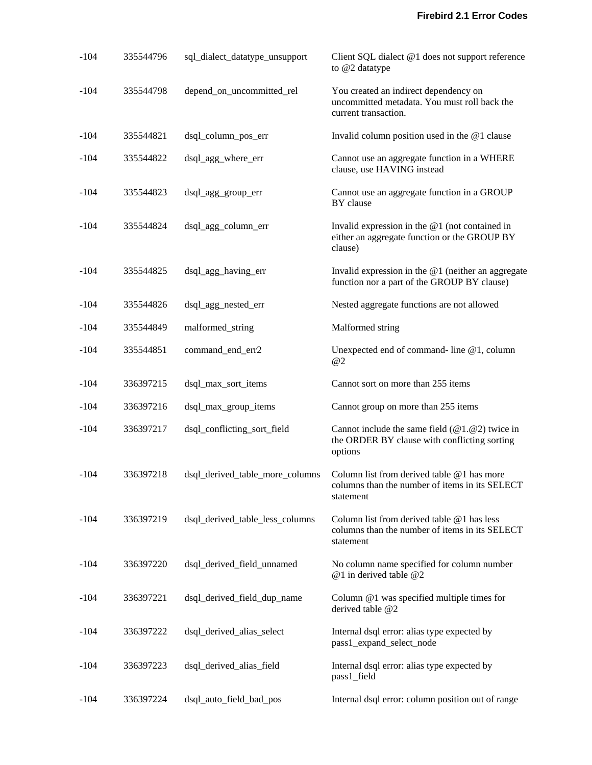| | | | |
|---|---|---|---|
| -104 | 335544796 | sql_dialect_datatype_unsupport | Client SQL dialect @1 does not support reference to @2 datatype |
| -104 | 335544798 | depend_on_uncommitted_rel | You created an indirect dependency on uncommitted metadata. You must roll back the current transaction. |
| -104 | 335544821 | dsql_column_pos_err | Invalid column position used in the @1 clause |
| -104 | 335544822 | dsql_agg_where_err | Cannot use an aggregate function in a WHERE clause, use HAVING instead |
| -104 | 335544823 | dsql_agg_group_err | Cannot use an aggregate function in a GROUP BY clause |
| -104 | 335544824 | dsql_agg_column_err | Invalid expression in the @1 (not contained in either an aggregate function or the GROUP BY clause) |
| -104 | 335544825 | dsql_agg_having_err | Invalid expression in the @1 (neither an aggregate function nor a part of the GROUP BY clause) |
| -104 | 335544826 | dsql_agg_nested_err | Nested aggregate functions are not allowed |
| -104 | 335544849 | malformed_string | Malformed string |
| -104 | 335544851 | command_end_err2 | Unexpected end of command- line @1, column @2 |
| -104 | 336397215 | dsql_max_sort_items | Cannot sort on more than 255 items |
| -104 | 336397216 | dsql_max_group_items | Cannot group on more than 255 items |
| -104 | 336397217 | dsql_conflicting_sort_field | Cannot include the same field (@1.@2) twice in the ORDER BY clause with conflicting sorting options |
| -104 | 336397218 | dsql_derived_table_more_columns | Column list from derived table @1 has more columns than the number of items in its SELECT statement |
| -104 | 336397219 | dsql_derived_table_less_columns | Column list from derived table @1 has less columns than the number of items in its SELECT statement |
| -104 | 336397220 | dsql_derived_field_unnamed | No column name specified for column number @1 in derived table @2 |
| -104 | 336397221 | dsql_derived_field_dup_name | Column @1 was specified multiple times for derived table @2 |
| -104 | 336397222 | dsql_derived_alias_select | Internal dsql error: alias type expected by pass1_expand_select_node |
| -104 | 336397223 | dsql_derived_alias_field | Internal dsql error: alias type expected by pass1_field |
| -104 | 336397224 | dsql_auto_field_bad_pos | Internal dsql error: column position out of range |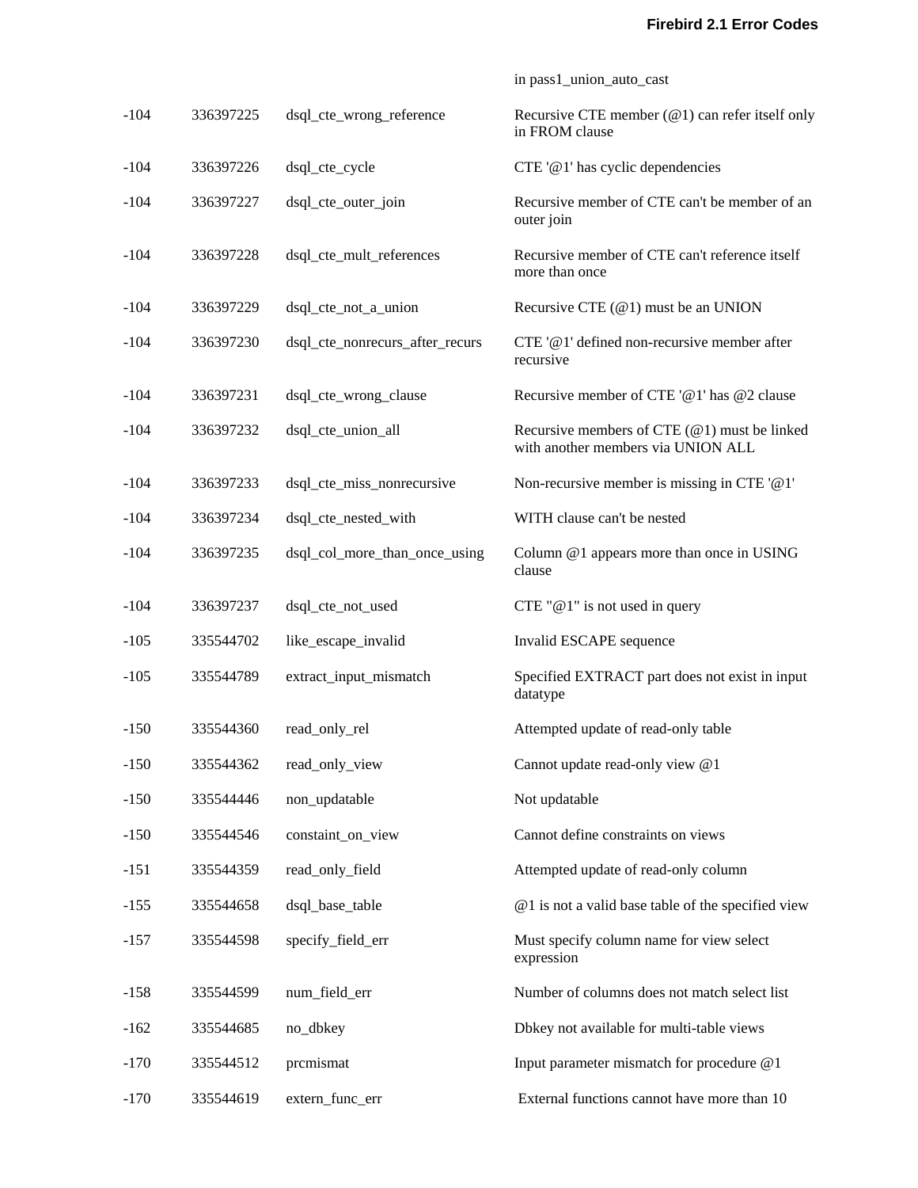| | | | |
|---|---|---|---|
| | | | in pass1_union_auto_cast |
| -104 | 336397225 | dsql_cte_wrong_reference | Recursive CTE member (@1) can refer itself only in FROM clause |
| -104 | 336397226 | dsql_cte_cycle | CTE '@1' has cyclic dependencies |
| -104 | 336397227 | dsql_cte_outer_join | Recursive member of CTE can't be member of an outer join |
| -104 | 336397228 | dsql_cte_mult_references | Recursive member of CTE can't reference itself more than once |
| -104 | 336397229 | dsql_cte_not_a_union | Recursive CTE (@1) must be an UNION |
| -104 | 336397230 | dsql_cte_nonrecurs_after_recurs | CTE '@1' defined non-recursive member after recursive |
| -104 | 336397231 | dsql_cte_wrong_clause | Recursive member of CTE '@1' has @2 clause |
| -104 | 336397232 | dsql_cte_union_all | Recursive members of CTE (@1) must be linked with another members via UNION ALL |
| -104 | 336397233 | dsql_cte_miss_nonrecursive | Non-recursive member is missing in CTE '@1' |
| -104 | 336397234 | dsql_cte_nested_with | WITH clause can't be nested |
| -104 | 336397235 | dsql_col_more_than_once_using | Column @1 appears more than once in USING clause |
| -104 | 336397237 | dsql_cte_not_used | CTE "@1" is not used in query |
| -105 | 335544702 | like_escape_invalid | Invalid ESCAPE sequence |
| -105 | 335544789 | extract_input_mismatch | Specified EXTRACT part does not exist in input datatype |
| -150 | 335544360 | read_only_rel | Attempted update of read-only table |
| -150 | 335544362 | read_only_view | Cannot update read-only view @1 |
| -150 | 335544446 | non_updatable | Not updatable |
| -150 | 335544546 | constaint_on_view | Cannot define constraints on views |
| -151 | 335544359 | read_only_field | Attempted update of read-only column |
| -155 | 335544658 | dsql_base_table | @1 is not a valid base table of the specified view |
| -157 | 335544598 | specify_field_err | Must specify column name for view select expression |
| -158 | 335544599 | num_field_err | Number of columns does not match select list |
| -162 | 335544685 | no_dbkey | Dbkey not available for multi-table views |
| -170 | 335544512 | prcmismat | Input parameter mismatch for procedure @1 |
| -170 | 335544619 | extern_func_err | External functions cannot have more than 10 |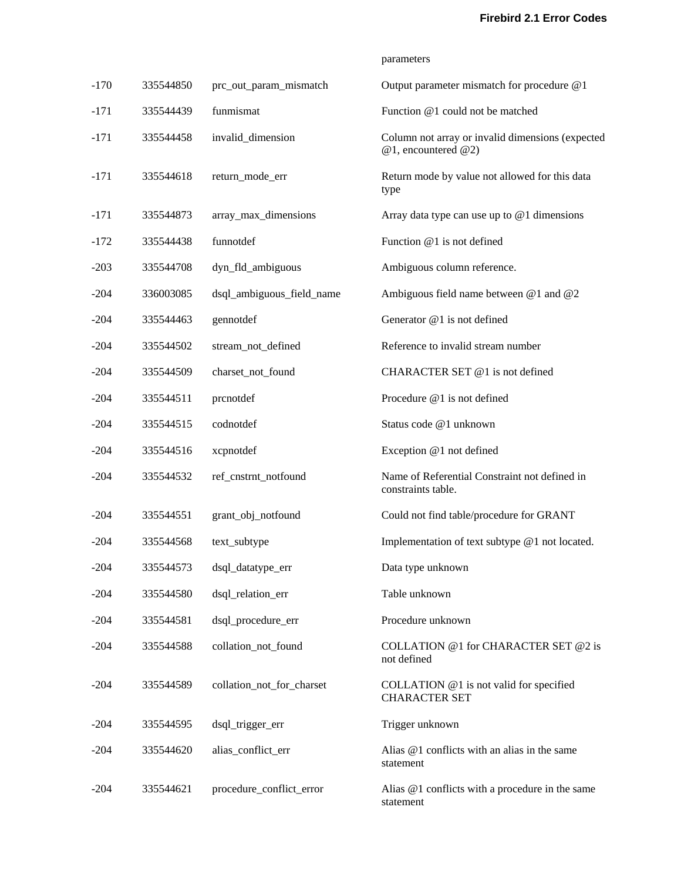| | | | |
|---|---|---|---|
| | | | parameters |
| -170 | 335544850 | prc_out_param_mismatch | Output parameter mismatch for procedure @1 |
| -171 | 335544439 | funmismat | Function @1 could not be matched |
| -171 | 335544458 | invalid_dimension | Column not array or invalid dimensions (expected @1, encountered @2) |
| -171 | 335544618 | return_mode_err | Return mode by value not allowed for this data type |
| -171 | 335544873 | array_max_dimensions | Array data type can use up to @1 dimensions |
| -172 | 335544438 | funnotdef | Function @1 is not defined |
| -203 | 335544708 | dyn_fld_ambiguous | Ambiguous column reference. |
| -204 | 336003085 | dsql_ambiguous_field_name | Ambiguous field name between @1 and @2 |
| -204 | 335544463 | gennotdef | Generator @1 is not defined |
| -204 | 335544502 | stream_not_defined | Reference to invalid stream number |
| -204 | 335544509 | charset_not_found | CHARACTER SET @1 is not defined |
| -204 | 335544511 | prcnotdef | Procedure @1 is not defined |
| -204 | 335544515 | codnotdef | Status code @1 unknown |
| -204 | 335544516 | xcpnotdef | Exception @1 not defined |
| -204 | 335544532 | ref_cnstrnt_notfound | Name of Referential Constraint not defined in constraints table. |
| -204 | 335544551 | grant_obj_notfound | Could not find table/procedure for GRANT |
| -204 | 335544568 | text_subtype | Implementation of text subtype @1 not located. |
| -204 | 335544573 | dsql_datatype_err | Data type unknown |
| -204 | 335544580 | dsql_relation_err | Table unknown |
| -204 | 335544581 | dsql_procedure_err | Procedure unknown |
| -204 | 335544588 | collation_not_found | COLLATION @1 for CHARACTER SET @2 is not defined |
| -204 | 335544589 | collation_not_for_charset | COLLATION @1 is not valid for specified CHARACTER SET |
| -204 | 335544595 | dsql_trigger_err | Trigger unknown |
| -204 | 335544620 | alias_conflict_err | Alias @1 conflicts with an alias in the same statement |
| -204 | 335544621 | procedure_conflict_error | Alias @1 conflicts with a procedure in the same statement |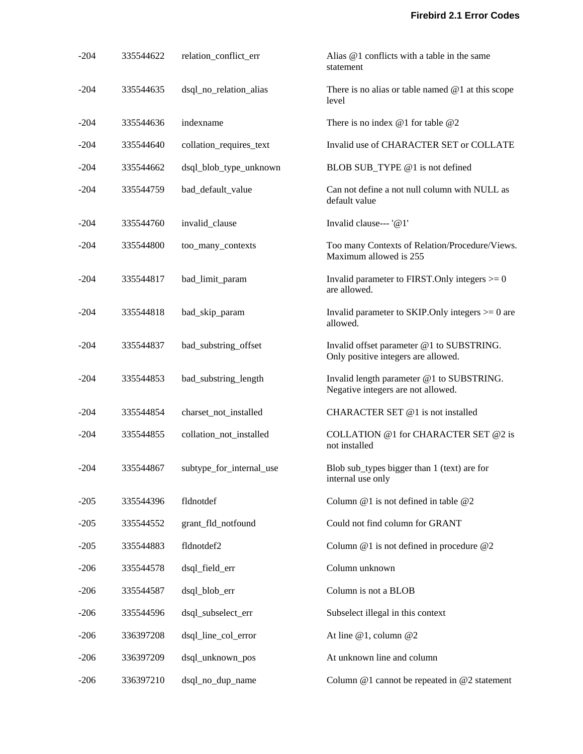| | | | |
|---|---|---|---|
| -204 | 335544622 | relation_conflict_err | Alias @1 conflicts with a table in the same statement |
| -204 | 335544635 | dsql_no_relation_alias | There is no alias or table named @1 at this scope level |
| -204 | 335544636 | indexname | There is no index @1 for table @2 |
| -204 | 335544640 | collation_requires_text | Invalid use of CHARACTER SET or COLLATE |
| -204 | 335544662 | dsql_blob_type_unknown | BLOB SUB_TYPE @1 is not defined |
| -204 | 335544759 | bad_default_value | Can not define a not null column with NULL as default value |
| -204 | 335544760 | invalid_clause | Invalid clause--- '@1' |
| -204 | 335544800 | too_many_contexts | Too many Contexts of Relation/Procedure/Views. Maximum allowed is 255 |
| -204 | 335544817 | bad_limit_param | Invalid parameter to FIRST.Only integers >= 0 are allowed. |
| -204 | 335544818 | bad_skip_param | Invalid parameter to SKIP.Only integers >= 0 are allowed. |
| -204 | 335544837 | bad_substring_offset | Invalid offset parameter @1 to SUBSTRING. Only positive integers are allowed. |
| -204 | 335544853 | bad_substring_length | Invalid length parameter @1 to SUBSTRING. Negative integers are not allowed. |
| -204 | 335544854 | charset_not_installed | CHARACTER SET @1 is not installed |
| -204 | 335544855 | collation_not_installed | COLLATION @1 for CHARACTER SET @2 is not installed |
| -204 | 335544867 | subtype_for_internal_use | Blob sub_types bigger than 1 (text) are for internal use only |
| -205 | 335544396 | fldnotdef | Column @1 is not defined in table @2 |
| -205 | 335544552 | grant_fld_notfound | Could not find column for GRANT |
| -205 | 335544883 | fldnotdef2 | Column @1 is not defined in procedure @2 |
| -206 | 335544578 | dsql_field_err | Column unknown |
| -206 | 335544587 | dsql_blob_err | Column is not a BLOB |
| -206 | 335544596 | dsql_subselect_err | Subselect illegal in this context |
| -206 | 336397208 | dsql_line_col_error | At line @1, column @2 |
| -206 | 336397209 | dsql_unknown_pos | At unknown line and column |
| -206 | 336397210 | dsql_no_dup_name | Column @1 cannot be repeated in @2 statement |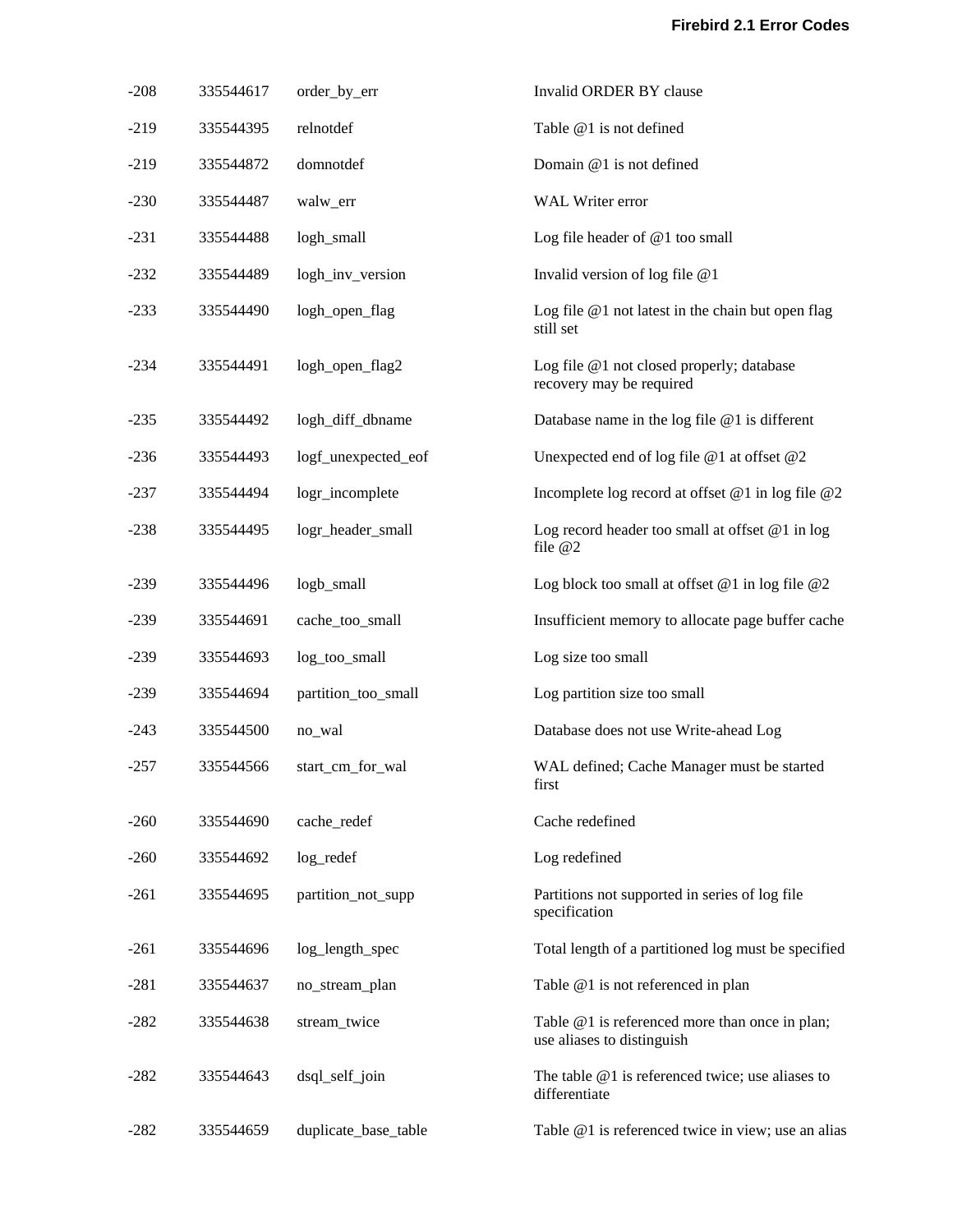| | | | |
|---|---|---|---|
| -208 | 335544617 | order_by_err | Invalid ORDER BY clause |
| -219 | 335544395 | relnotdef | Table @1 is not defined |
| -219 | 335544872 | domnotdef | Domain @1 is not defined |
| -230 | 335544487 | walw_err | WAL Writer error |
| -231 | 335544488 | logh_small | Log file header of @1 too small |
| -232 | 335544489 | logh_inv_version | Invalid version of log file @1 |
| -233 | 335544490 | logh_open_flag | Log file @1 not latest in the chain but open flag still set |
| -234 | 335544491 | logh_open_flag2 | Log file @1 not closed properly; database recovery may be required |
| -235 | 335544492 | logh_diff_dbname | Database name in the log file @1 is different |
| -236 | 335544493 | logf_unexpected_eof | Unexpected end of log file @1 at offset @2 |
| -237 | 335544494 | logr_incomplete | Incomplete log record at offset @1 in log file @2 |
| -238 | 335544495 | logr_header_small | Log record header too small at offset @1 in log file @2 |
| -239 | 335544496 | logb_small | Log block too small at offset @1 in log file @2 |
| -239 | 335544691 | cache_too_small | Insufficient memory to allocate page buffer cache |
| -239 | 335544693 | log_too_small | Log size too small |
| -239 | 335544694 | partition_too_small | Log partition size too small |
| -243 | 335544500 | no_wal | Database does not use Write-ahead Log |
| -257 | 335544566 | start_cm_for_wal | WAL defined; Cache Manager must be started first |
| -260 | 335544690 | cache_redef | Cache redefined |
| -260 | 335544692 | log_redef | Log redefined |
| -261 | 335544695 | partition_not_supp | Partitions not supported in series of log file specification |
| -261 | 335544696 | log_length_spec | Total length of a partitioned log must be specified |
| -281 | 335544637 | no_stream_plan | Table @1 is not referenced in plan |
| -282 | 335544638 | stream_twice | Table @1 is referenced more than once in plan; use aliases to distinguish |
| -282 | 335544643 | dsql_self_join | The table @1 is referenced twice; use aliases to differentiate |
| -282 | 335544659 | duplicate_base_table | Table @1 is referenced twice in view; use an alias |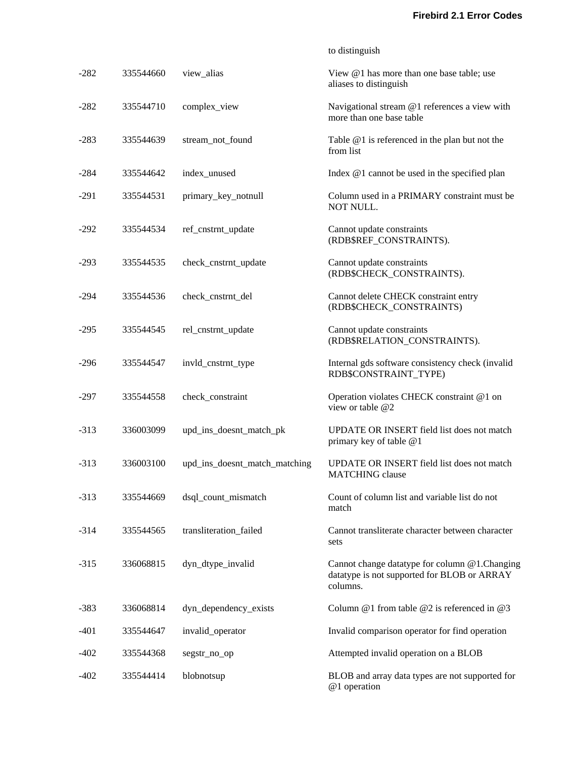| | | | |
|---|---|---|---|
| | | | to distinguish |
| -282 | 335544660 | view_alias | View @1 has more than one base table; use aliases to distinguish |
| -282 | 335544710 | complex_view | Navigational stream @1 references a view with more than one base table |
| -283 | 335544639 | stream_not_found | Table @1 is referenced in the plan but not the from list |
| -284 | 335544642 | index_unused | Index @1 cannot be used in the specified plan |
| -291 | 335544531 | primary_key_notnull | Column used in a PRIMARY constraint must be NOT NULL. |
| -292 | 335544534 | ref_cnstrnt_update | Cannot update constraints (RDB$REF_CONSTRAINTS). |
| -293 | 335544535 | check_cnstrnt_update | Cannot update constraints (RDB$CHECK_CONSTRAINTS). |
| -294 | 335544536 | check_cnstrnt_del | Cannot delete CHECK constraint entry (RDB$CHECK_CONSTRAINTS) |
| -295 | 335544545 | rel_cnstrnt_update | Cannot update constraints (RDB$RELATION_CONSTRAINTS). |
| -296 | 335544547 | invld_cnstrnt_type | Internal gds software consistency check (invalid RDB$CONSTRAINT_TYPE) |
| -297 | 335544558 | check_constraint | Operation violates CHECK constraint @1 on view or table @2 |
| -313 | 336003099 | upd_ins_doesnt_match_pk | UPDATE OR INSERT field list does not match primary key of table @1 |
| -313 | 336003100 | upd_ins_doesnt_match_matching | UPDATE OR INSERT field list does not match MATCHING clause |
| -313 | 335544669 | dsql_count_mismatch | Count of column list and variable list do not match |
| -314 | 335544565 | transliteration_failed | Cannot transliterate character between character sets |
| -315 | 336068815 | dyn_dtype_invalid | Cannot change datatype for column @1.Changing datatype is not supported for BLOB or ARRAY columns. |
| -383 | 336068814 | dyn_dependency_exists | Column @1 from table @2 is referenced in @3 |
| -401 | 335544647 | invalid_operator | Invalid comparison operator for find operation |
| -402 | 335544368 | segstr_no_op | Attempted invalid operation on a BLOB |
| -402 | 335544414 | blobnotsup | BLOB and array data types are not supported for @1 operation |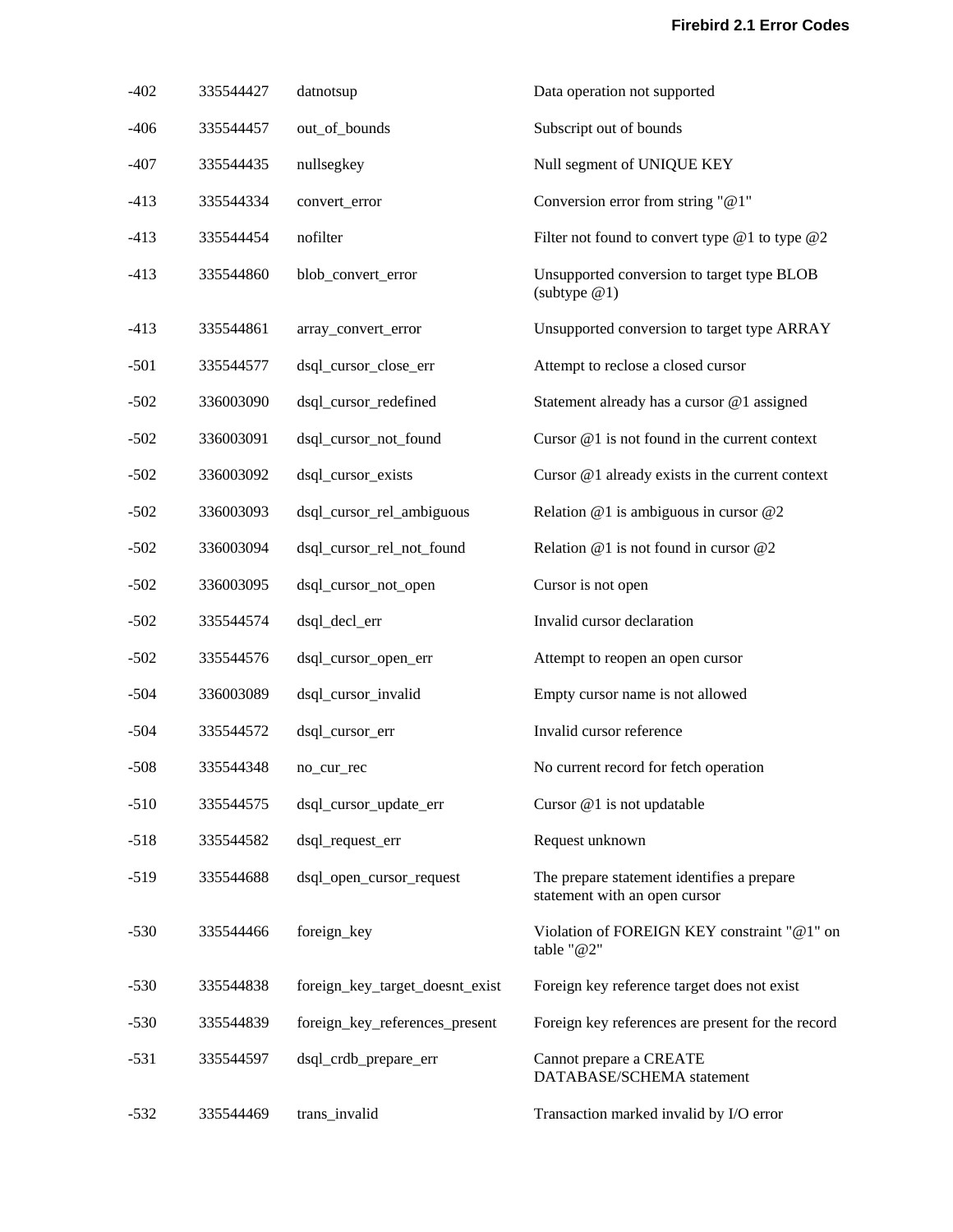| | | | |
|---|---|---|---|
| -402 | 335544427 | datnotsup | Data operation not supported |
| -406 | 335544457 | out_of_bounds | Subscript out of bounds |
| -407 | 335544435 | nullsegkey | Null segment of UNIQUE KEY |
| -413 | 335544334 | convert_error | Conversion error from string "@1" |
| -413 | 335544454 | nofilter | Filter not found to convert type @1 to type @2 |
| -413 | 335544860 | blob_convert_error | Unsupported conversion to target type BLOB (subtype @1) |
| -413 | 335544861 | array_convert_error | Unsupported conversion to target type ARRAY |
| -501 | 335544577 | dsql_cursor_close_err | Attempt to reclose a closed cursor |
| -502 | 336003090 | dsql_cursor_redefined | Statement already has a cursor @1 assigned |
| -502 | 336003091 | dsql_cursor_not_found | Cursor @1 is not found in the current context |
| -502 | 336003092 | dsql_cursor_exists | Cursor @1 already exists in the current context |
| -502 | 336003093 | dsql_cursor_rel_ambiguous | Relation @1 is ambiguous in cursor @2 |
| -502 | 336003094 | dsql_cursor_rel_not_found | Relation @1 is not found in cursor @2 |
| -502 | 336003095 | dsql_cursor_not_open | Cursor is not open |
| -502 | 335544574 | dsql_decl_err | Invalid cursor declaration |
| -502 | 335544576 | dsql_cursor_open_err | Attempt to reopen an open cursor |
| -504 | 336003089 | dsql_cursor_invalid | Empty cursor name is not allowed |
| -504 | 335544572 | dsql_cursor_err | Invalid cursor reference |
| -508 | 335544348 | no_cur_rec | No current record for fetch operation |
| -510 | 335544575 | dsql_cursor_update_err | Cursor @1 is not updatable |
| -518 | 335544582 | dsql_request_err | Request unknown |
| -519 | 335544688 | dsql_open_cursor_request | The prepare statement identifies a prepare statement with an open cursor |
| -530 | 335544466 | foreign_key | Violation of FOREIGN KEY constraint "@1" on table "@2" |
| -530 | 335544838 | foreign_key_target_doesnt_exist | Foreign key reference target does not exist |
| -530 | 335544839 | foreign_key_references_present | Foreign key references are present for the record |
| -531 | 335544597 | dsql_crdb_prepare_err | Cannot prepare a CREATE DATABASE/SCHEMA statement |
| -532 | 335544469 | trans_invalid | Transaction marked invalid by I/O error |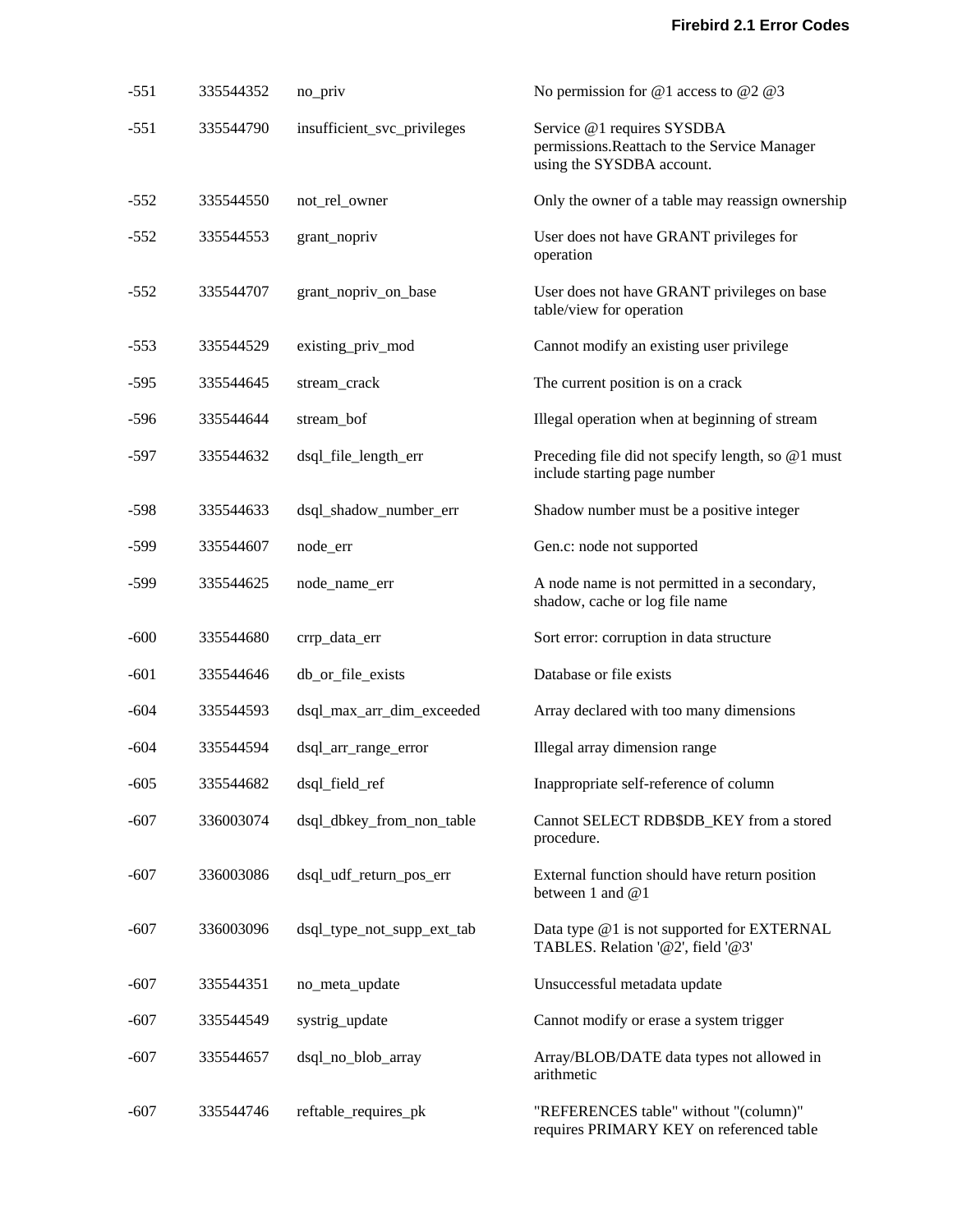| | | | |
|---|---|---|---|
| -551 | 335544352 | no_priv | No permission for @1 access to @2 @3 |
| -551 | 335544790 | insufficient_svc_privileges | Service @1 requires SYSDBA permissions.Reattach to the Service Manager using the SYSDBA account. |
| -552 | 335544550 | not_rel_owner | Only the owner of a table may reassign ownership |
| -552 | 335544553 | grant_nopriv | User does not have GRANT privileges for operation |
| -552 | 335544707 | grant_nopriv_on_base | User does not have GRANT privileges on base table/view for operation |
| -553 | 335544529 | existing_priv_mod | Cannot modify an existing user privilege |
| -595 | 335544645 | stream_crack | The current position is on a crack |
| -596 | 335544644 | stream_bof | Illegal operation when at beginning of stream |
| -597 | 335544632 | dsql_file_length_err | Preceding file did not specify length, so @1 must include starting page number |
| -598 | 335544633 | dsql_shadow_number_err | Shadow number must be a positive integer |
| -599 | 335544607 | node_err | Gen.c: node not supported |
| -599 | 335544625 | node_name_err | A node name is not permitted in a secondary, shadow, cache or log file name |
| -600 | 335544680 | crrp_data_err | Sort error: corruption in data structure |
| -601 | 335544646 | db_or_file_exists | Database or file exists |
| -604 | 335544593 | dsql_max_arr_dim_exceeded | Array declared with too many dimensions |
| -604 | 335544594 | dsql_arr_range_error | Illegal array dimension range |
| -605 | 335544682 | dsql_field_ref | Inappropriate self-reference of column |
| -607 | 336003074 | dsql_dbkey_from_non_table | Cannot SELECT RDB$DB_KEY from a stored procedure. |
| -607 | 336003086 | dsql_udf_return_pos_err | External function should have return position between 1 and @1 |
| -607 | 336003096 | dsql_type_not_supp_ext_tab | Data type @1 is not supported for EXTERNAL TABLES. Relation '@2', field '@3' |
| -607 | 335544351 | no_meta_update | Unsuccessful metadata update |
| -607 | 335544549 | systrig_update | Cannot modify or erase a system trigger |
| -607 | 335544657 | dsql_no_blob_array | Array/BLOB/DATE data types not allowed in arithmetic |
| -607 | 335544746 | reftable_requires_pk | "REFERENCES table" without "(column)" requires PRIMARY KEY on referenced table |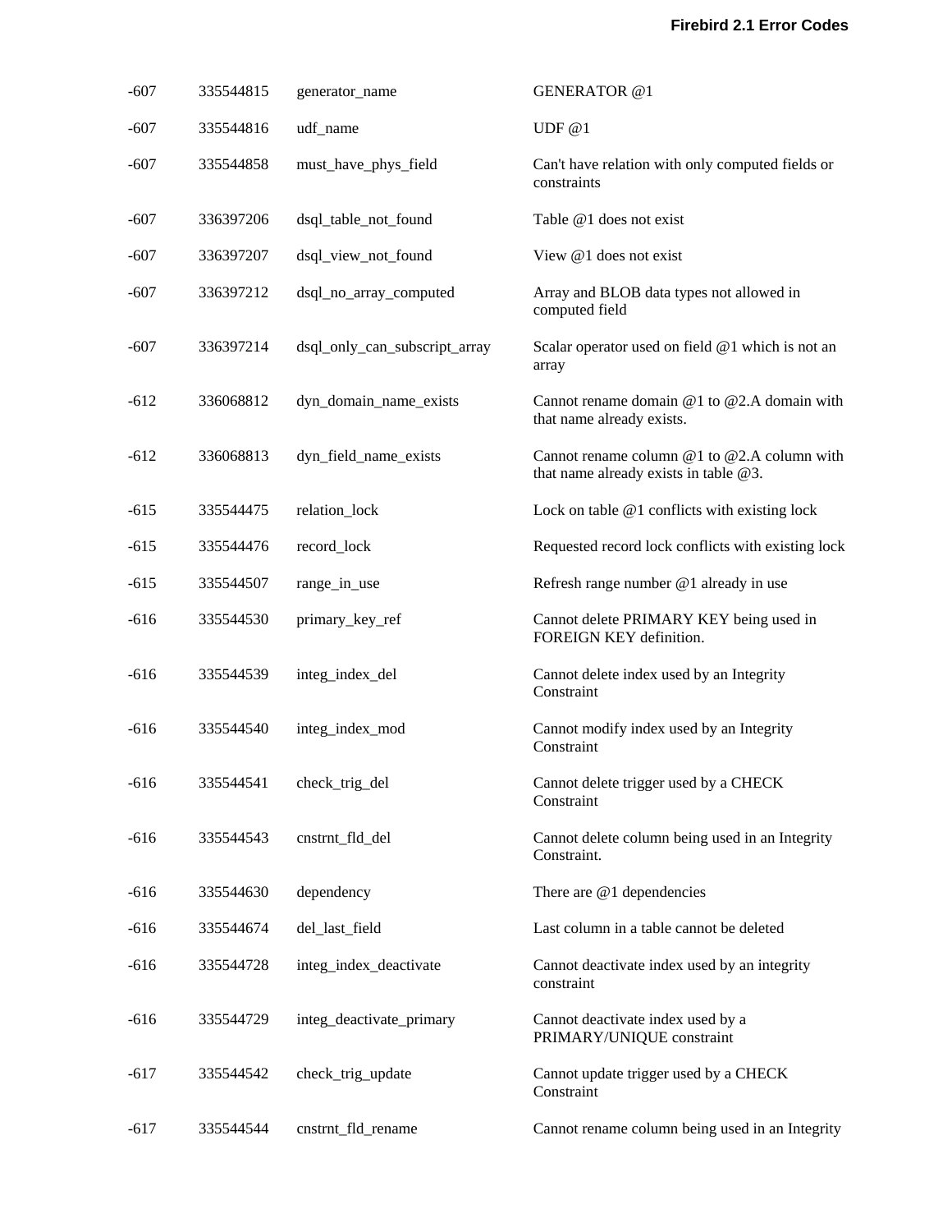| | | | |
|---|---|---|---|
| -607 | 335544815 | generator_name | GENERATOR @1 |
| -607 | 335544816 | udf_name | UDF @1 |
| -607 | 335544858 | must_have_phys_field | Can't have relation with only computed fields or constraints |
| -607 | 336397206 | dsql_table_not_found | Table @1 does not exist |
| -607 | 336397207 | dsql_view_not_found | View @1 does not exist |
| -607 | 336397212 | dsql_no_array_computed | Array and BLOB data types not allowed in computed field |
| -607 | 336397214 | dsql_only_can_subscript_array | Scalar operator used on field @1 which is not an array |
| -612 | 336068812 | dyn_domain_name_exists | Cannot rename domain @1 to @2.A domain with that name already exists. |
| -612 | 336068813 | dyn_field_name_exists | Cannot rename column @1 to @2.A column with that name already exists in table @3. |
| -615 | 335544475 | relation_lock | Lock on table @1 conflicts with existing lock |
| -615 | 335544476 | record_lock | Requested record lock conflicts with existing lock |
| -615 | 335544507 | range_in_use | Refresh range number @1 already in use |
| -616 | 335544530 | primary_key_ref | Cannot delete PRIMARY KEY being used in FOREIGN KEY definition. |
| -616 | 335544539 | integ_index_del | Cannot delete index used by an Integrity Constraint |
| -616 | 335544540 | integ_index_mod | Cannot modify index used by an Integrity Constraint |
| -616 | 335544541 | check_trig_del | Cannot delete trigger used by a CHECK Constraint |
| -616 | 335544543 | cnstrnt_fld_del | Cannot delete column being used in an Integrity Constraint. |
| -616 | 335544630 | dependency | There are @1 dependencies |
| -616 | 335544674 | del_last_field | Last column in a table cannot be deleted |
| -616 | 335544728 | integ_index_deactivate | Cannot deactivate index used by an integrity constraint |
| -616 | 335544729 | integ_deactivate_primary | Cannot deactivate index used by a PRIMARY/UNIQUE constraint |
| -617 | 335544542 | check_trig_update | Cannot update trigger used by a CHECK Constraint |
| -617 | 335544544 | cnstrnt_fld_rename | Cannot rename column being used in an Integrity |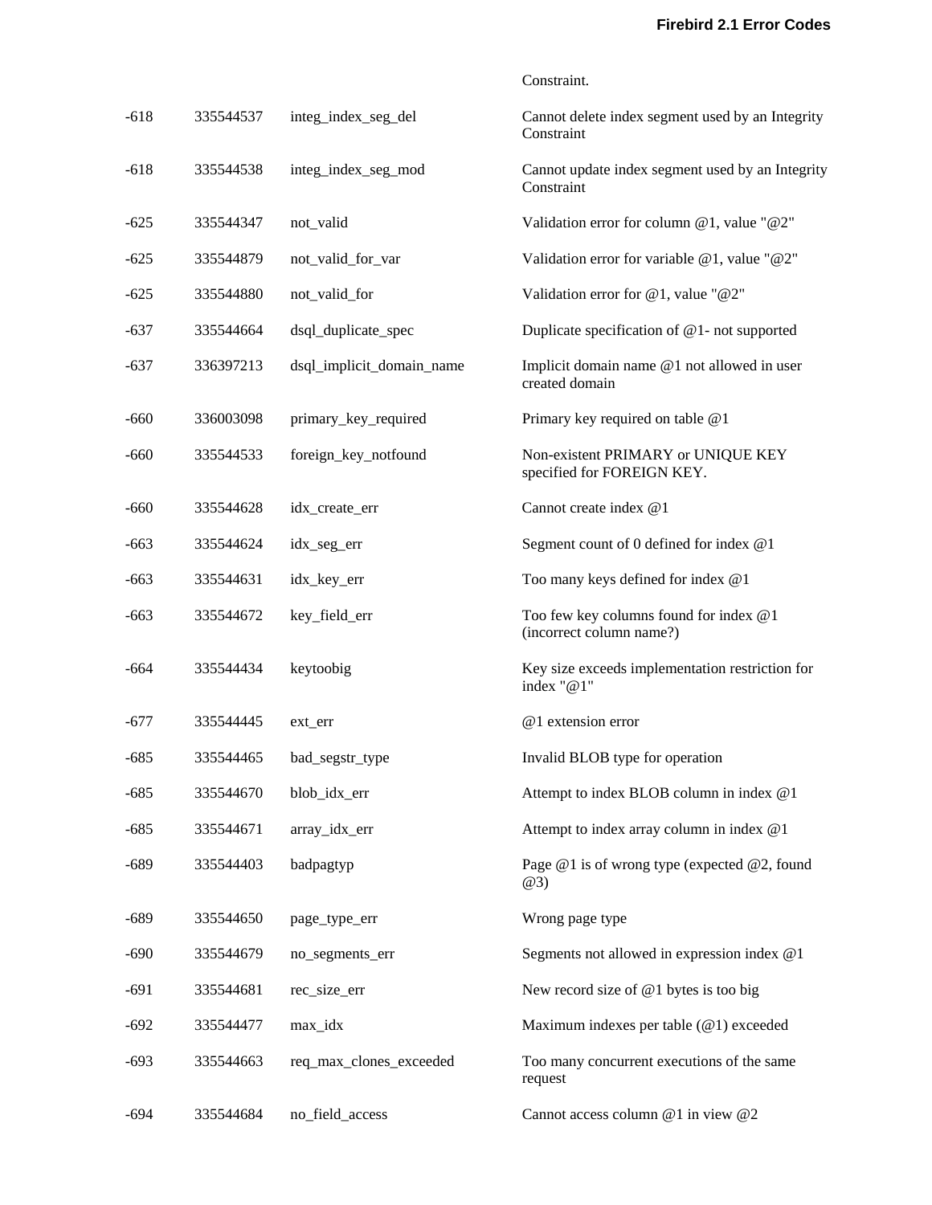| | | | |
|---|---|---|---|
| | | | Constraint. |
| -618 | 335544537 | integ_index_seg_del | Cannot delete index segment used by an Integrity Constraint |
| -618 | 335544538 | integ_index_seg_mod | Cannot update index segment used by an Integrity Constraint |
| -625 | 335544347 | not_valid | Validation error for column @1, value "@2" |
| -625 | 335544879 | not_valid_for_var | Validation error for variable @1, value "@2" |
| -625 | 335544880 | not_valid_for | Validation error for @1, value "@2" |
| -637 | 335544664 | dsql_duplicate_spec | Duplicate specification of @1- not supported |
| -637 | 336397213 | dsql_implicit_domain_name | Implicit domain name @1 not allowed in user created domain |
| -660 | 336003098 | primary_key_required | Primary key required on table @1 |
| -660 | 335544533 | foreign_key_notfound | Non-existent PRIMARY or UNIQUE KEY specified for FOREIGN KEY. |
| -660 | 335544628 | idx_create_err | Cannot create index @1 |
| -663 | 335544624 | idx_seg_err | Segment count of 0 defined for index @1 |
| -663 | 335544631 | idx_key_err | Too many keys defined for index @1 |
| -663 | 335544672 | key_field_err | Too few key columns found for index @1 (incorrect column name?) |
| -664 | 335544434 | keytoobig | Key size exceeds implementation restriction for index "@1" |
| -677 | 335544445 | ext_err | @1 extension error |
| -685 | 335544465 | bad_segstr_type | Invalid BLOB type for operation |
| -685 | 335544670 | blob_idx_err | Attempt to index BLOB column in index @1 |
| -685 | 335544671 | array_idx_err | Attempt to index array column in index @1 |
| -689 | 335544403 | badpagtyp | Page @1 is of wrong type (expected @2, found @3) |
| -689 | 335544650 | page_type_err | Wrong page type |
| -690 | 335544679 | no_segments_err | Segments not allowed in expression index @1 |
| -691 | 335544681 | rec_size_err | New record size of @1 bytes is too big |
| -692 | 335544477 | max_idx | Maximum indexes per table (@1) exceeded |
| -693 | 335544663 | req_max_clones_exceeded | Too many concurrent executions of the same request |
| -694 | 335544684 | no_field_access | Cannot access column @1 in view @2 |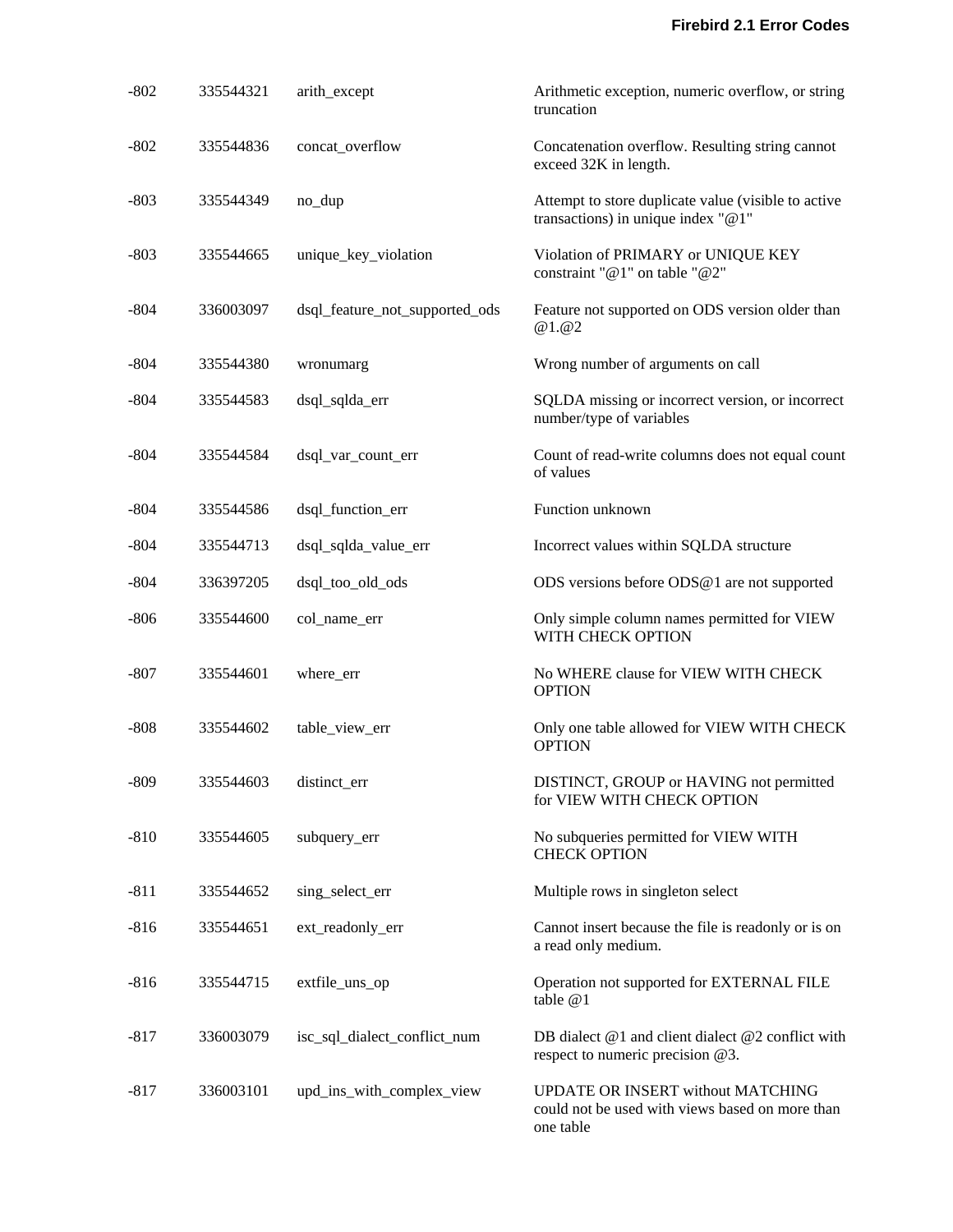| | | | |
|---|---|---|---|
| -802 | 335544321 | arith_except | Arithmetic exception, numeric overflow, or string truncation |
| -802 | 335544836 | concat_overflow | Concatenation overflow. Resulting string cannot exceed 32K in length. |
| -803 | 335544349 | no_dup | Attempt to store duplicate value (visible to active transactions) in unique index "@1" |
| -803 | 335544665 | unique_key_violation | Violation of PRIMARY or UNIQUE KEY constraint "@1" on table "@2" |
| -804 | 336003097 | dsql_feature_not_supported_ods | Feature not supported on ODS version older than @1.@2 |
| -804 | 335544380 | wronumarg | Wrong number of arguments on call |
| -804 | 335544583 | dsql_sqlda_err | SQLDA missing or incorrect version, or incorrect number/type of variables |
| -804 | 335544584 | dsql_var_count_err | Count of read-write columns does not equal count of values |
| -804 | 335544586 | dsql_function_err | Function unknown |
| -804 | 335544713 | dsql_sqlda_value_err | Incorrect values within SQLDA structure |
| -804 | 336397205 | dsql_too_old_ods | ODS versions before ODS@1 are not supported |
| -806 | 335544600 | col_name_err | Only simple column names permitted for VIEW WITH CHECK OPTION |
| -807 | 335544601 | where_err | No WHERE clause for VIEW WITH CHECK OPTION |
| -808 | 335544602 | table_view_err | Only one table allowed for VIEW WITH CHECK OPTION |
| -809 | 335544603 | distinct_err | DISTINCT, GROUP or HAVING not permitted for VIEW WITH CHECK OPTION |
| -810 | 335544605 | subquery_err | No subqueries permitted for VIEW WITH CHECK OPTION |
| -811 | 335544652 | sing_select_err | Multiple rows in singleton select |
| -816 | 335544651 | ext_readonly_err | Cannot insert because the file is readonly or is on a read only medium. |
| -816 | 335544715 | extfile_uns_op | Operation not supported for EXTERNAL FILE table @1 |
| -817 | 336003079 | isc_sql_dialect_conflict_num | DB dialect @1 and client dialect @2 conflict with respect to numeric precision @3. |
| -817 | 336003101 | upd_ins_with_complex_view | UPDATE OR INSERT without MATCHING could not be used with views based on more than one table |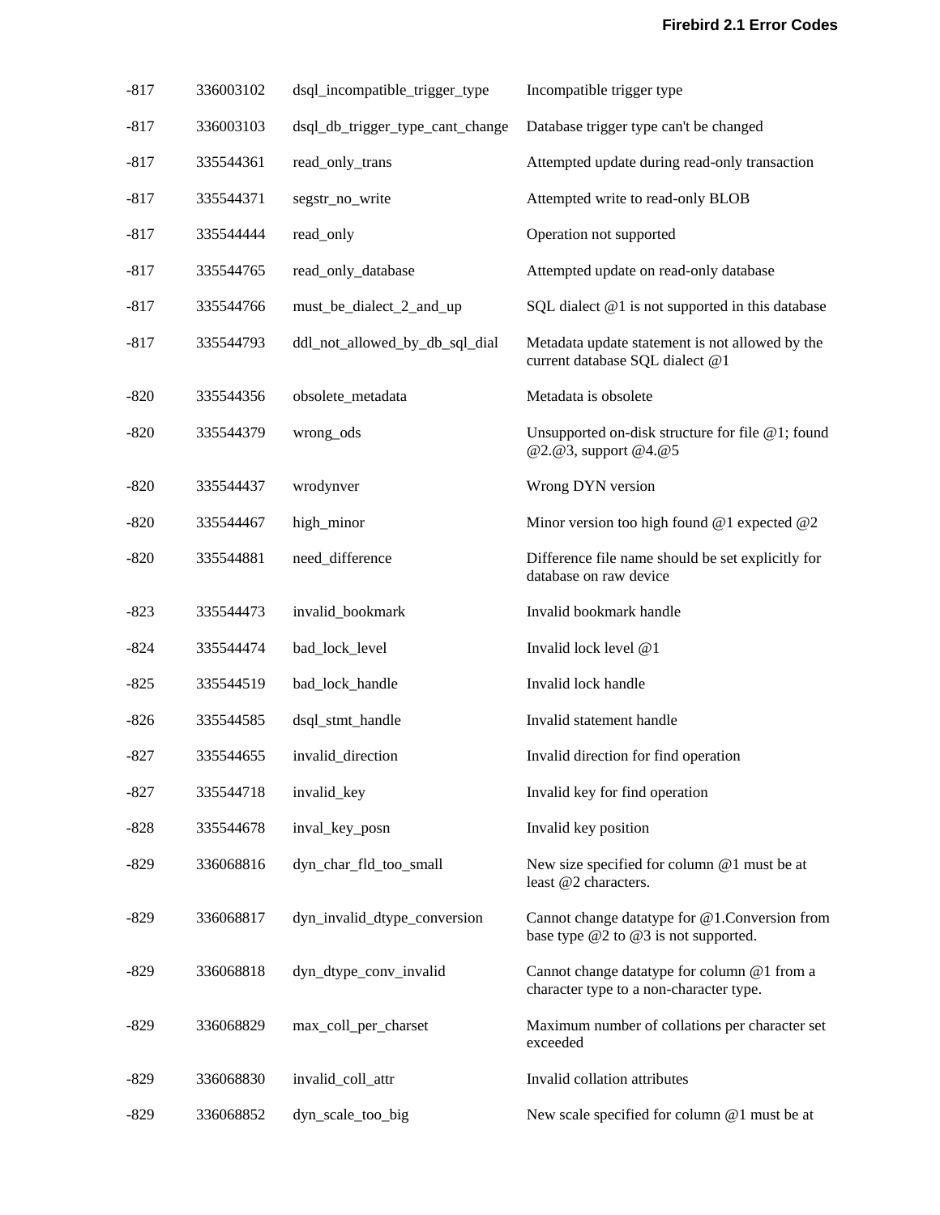| | | | |
|---|---|---|---|
| -817 | 336003102 | dsql_incompatible_trigger_type | Incompatible trigger type |
| -817 | 336003103 | dsql_db_trigger_type_cant_change | Database trigger type can't be changed |
| -817 | 335544361 | read_only_trans | Attempted update during read-only transaction |
| -817 | 335544371 | segstr_no_write | Attempted write to read-only BLOB |
| -817 | 335544444 | read_only | Operation not supported |
| -817 | 335544765 | read_only_database | Attempted update on read-only database |
| -817 | 335544766 | must_be_dialect_2_and_up | SQL dialect @1 is not supported in this database |
| -817 | 335544793 | ddl_not_allowed_by_db_sql_dial | Metadata update statement is not allowed by the current database SQL dialect @1 |
| -820 | 335544356 | obsolete_metadata | Metadata is obsolete |
| -820 | 335544379 | wrong_ods | Unsupported on-disk structure for file @1; found @2.@3, support @4.@5 |
| -820 | 335544437 | wrodynver | Wrong DYN version |
| -820 | 335544467 | high_minor | Minor version too high found @1 expected @2 |
| -820 | 335544881 | need_difference | Difference file name should be set explicitly for database on raw device |
| -823 | 335544473 | invalid_bookmark | Invalid bookmark handle |
| -824 | 335544474 | bad_lock_level | Invalid lock level @1 |
| -825 | 335544519 | bad_lock_handle | Invalid lock handle |
| -826 | 335544585 | dsql_stmt_handle | Invalid statement handle |
| -827 | 335544655 | invalid_direction | Invalid direction for find operation |
| -827 | 335544718 | invalid_key | Invalid key for find operation |
| -828 | 335544678 | inval_key_posn | Invalid key position |
| -829 | 336068816 | dyn_char_fld_too_small | New size specified for column @1 must be at least @2 characters. |
| -829 | 336068817 | dyn_invalid_dtype_conversion | Cannot change datatype for @1.Conversion from base type @2 to @3 is not supported. |
| -829 | 336068818 | dyn_dtype_conv_invalid | Cannot change datatype for column @1 from a character type to a non-character type. |
| -829 | 336068829 | max_coll_per_charset | Maximum number of collations per character set exceeded |
| -829 | 336068830 | invalid_coll_attr | Invalid collation attributes |
| -829 | 336068852 | dyn_scale_too_big | New scale specified for column @1 must be at |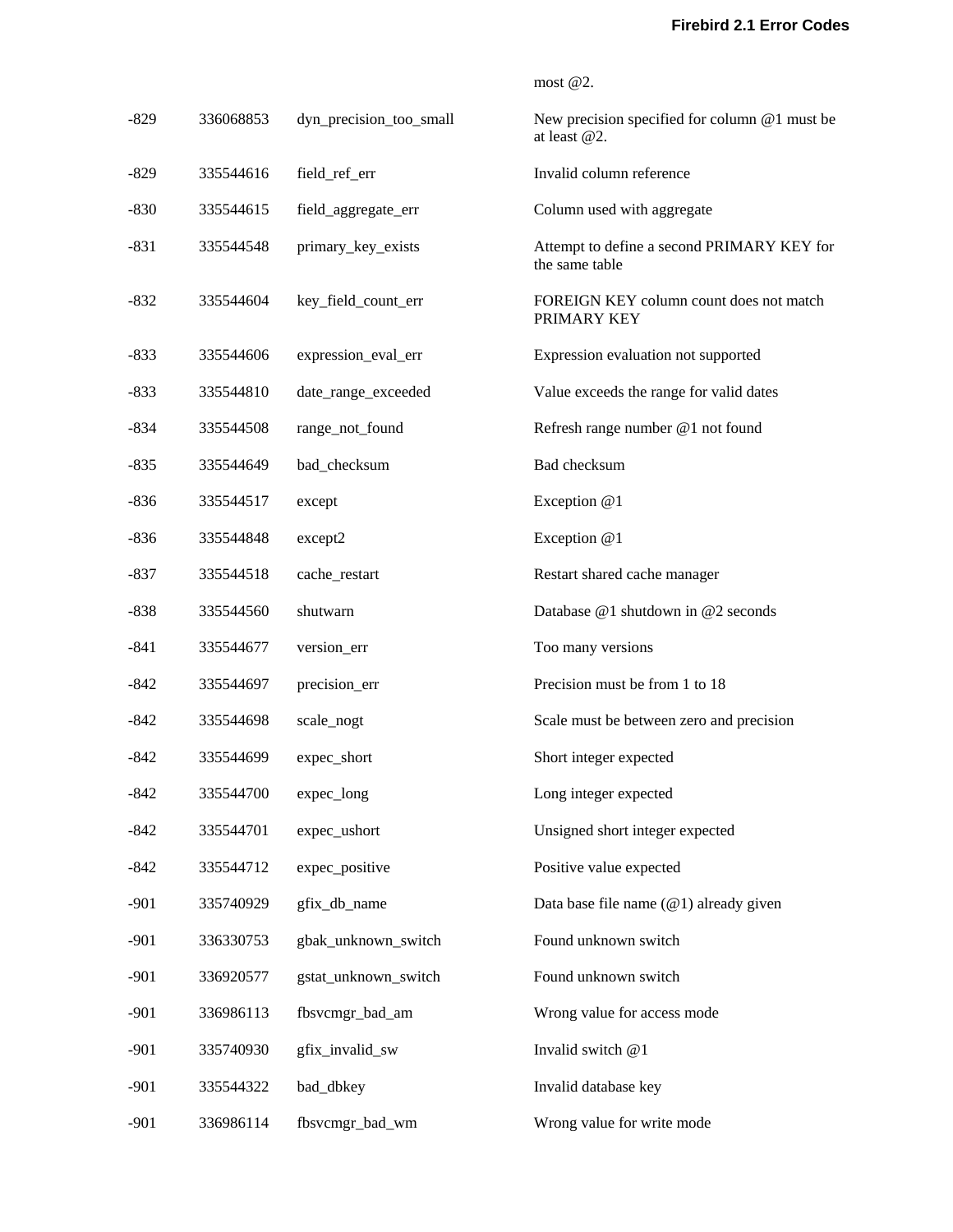| | | | |
|---|---|---|---|
| | | | most @2. |
| -829 | 336068853 | dyn_precision_too_small | New precision specified for column @1 must be at least @2. |
| -829 | 335544616 | field_ref_err | Invalid column reference |
| -830 | 335544615 | field_aggregate_err | Column used with aggregate |
| -831 | 335544548 | primary_key_exists | Attempt to define a second PRIMARY KEY for the same table |
| -832 | 335544604 | key_field_count_err | FOREIGN KEY column count does not match PRIMARY KEY |
| -833 | 335544606 | expression_eval_err | Expression evaluation not supported |
| -833 | 335544810 | date_range_exceeded | Value exceeds the range for valid dates |
| -834 | 335544508 | range_not_found | Refresh range number @1 not found |
| -835 | 335544649 | bad_checksum | Bad checksum |
| -836 | 335544517 | except | Exception @1 |
| -836 | 335544848 | except2 | Exception @1 |
| -837 | 335544518 | cache_restart | Restart shared cache manager |
| -838 | 335544560 | shutwarn | Database @1 shutdown in @2 seconds |
| -841 | 335544677 | version_err | Too many versions |
| -842 | 335544697 | precision_err | Precision must be from 1 to 18 |
| -842 | 335544698 | scale_nogt | Scale must be between zero and precision |
| -842 | 335544699 | expec_short | Short integer expected |
| -842 | 335544700 | expec_long | Long integer expected |
| -842 | 335544701 | expec_ushort | Unsigned short integer expected |
| -842 | 335544712 | expec_positive | Positive value expected |
| -901 | 335740929 | gfix_db_name | Data base file name (@1) already given |
| -901 | 336330753 | gbak_unknown_switch | Found unknown switch |
| -901 | 336920577 | gstat_unknown_switch | Found unknown switch |
| -901 | 336986113 | fbsvcmgr_bad_am | Wrong value for access mode |
| -901 | 335740930 | gfix_invalid_sw | Invalid switch @1 |
| -901 | 335544322 | bad_dbkey | Invalid database key |
| -901 | 336986114 | fbsvcmgr_bad_wm | Wrong value for write mode |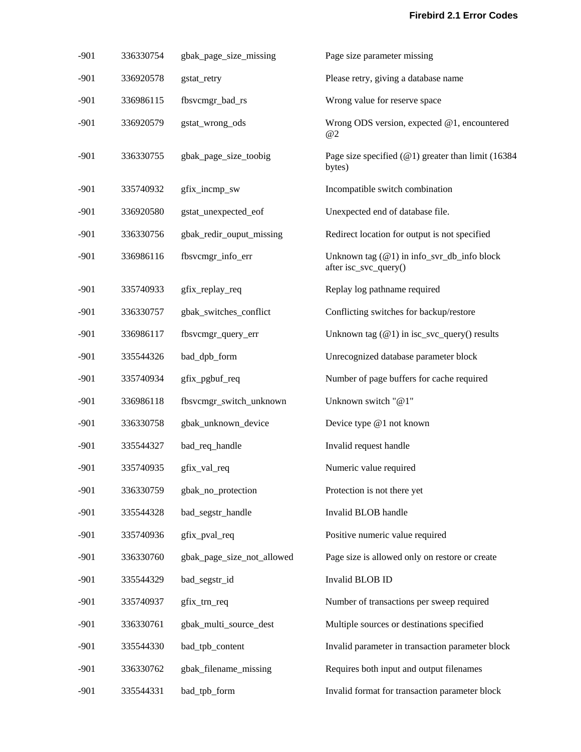| | | | |
|---|---|---|---|
| -901 | 336330754 | gbak_page_size_missing | Page size parameter missing |
| -901 | 336920578 | gstat_retry | Please retry, giving a database name |
| -901 | 336986115 | fbsvcmgr_bad_rs | Wrong value for reserve space |
| -901 | 336920579 | gstat_wrong_ods | Wrong ODS version, expected @1, encountered @2 |
| -901 | 336330755 | gbak_page_size_toobig | Page size specified (@1) greater than limit (16384 bytes) |
| -901 | 335740932 | gfix_incmp_sw | Incompatible switch combination |
| -901 | 336920580 | gstat_unexpected_eof | Unexpected end of database file. |
| -901 | 336330756 | gbak_redir_ouput_missing | Redirect location for output is not specified |
| -901 | 336986116 | fbsvcmgr_info_err | Unknown tag (@1) in info_svr_db_info block after isc_svc_query() |
| -901 | 335740933 | gfix_replay_req | Replay log pathname required |
| -901 | 336330757 | gbak_switches_conflict | Conflicting switches for backup/restore |
| -901 | 336986117 | fbsvcmgr_query_err | Unknown tag (@1) in isc_svc_query() results |
| -901 | 335544326 | bad_dpb_form | Unrecognized database parameter block |
| -901 | 335740934 | gfix_pgbuf_req | Number of page buffers for cache required |
| -901 | 336986118 | fbsvcmgr_switch_unknown | Unknown switch "@1" |
| -901 | 336330758 | gbak_unknown_device | Device type @1 not known |
| -901 | 335544327 | bad_req_handle | Invalid request handle |
| -901 | 335740935 | gfix_val_req | Numeric value required |
| -901 | 336330759 | gbak_no_protection | Protection is not there yet |
| -901 | 335544328 | bad_segstr_handle | Invalid BLOB handle |
| -901 | 335740936 | gfix_pval_req | Positive numeric value required |
| -901 | 336330760 | gbak_page_size_not_allowed | Page size is allowed only on restore or create |
| -901 | 335544329 | bad_segstr_id | Invalid BLOB ID |
| -901 | 335740937 | gfix_trn_req | Number of transactions per sweep required |
| -901 | 336330761 | gbak_multi_source_dest | Multiple sources or destinations specified |
| -901 | 335544330 | bad_tpb_content | Invalid parameter in transaction parameter block |
| -901 | 336330762 | gbak_filename_missing | Requires both input and output filenames |
| -901 | 335544331 | bad_tpb_form | Invalid format for transaction parameter block |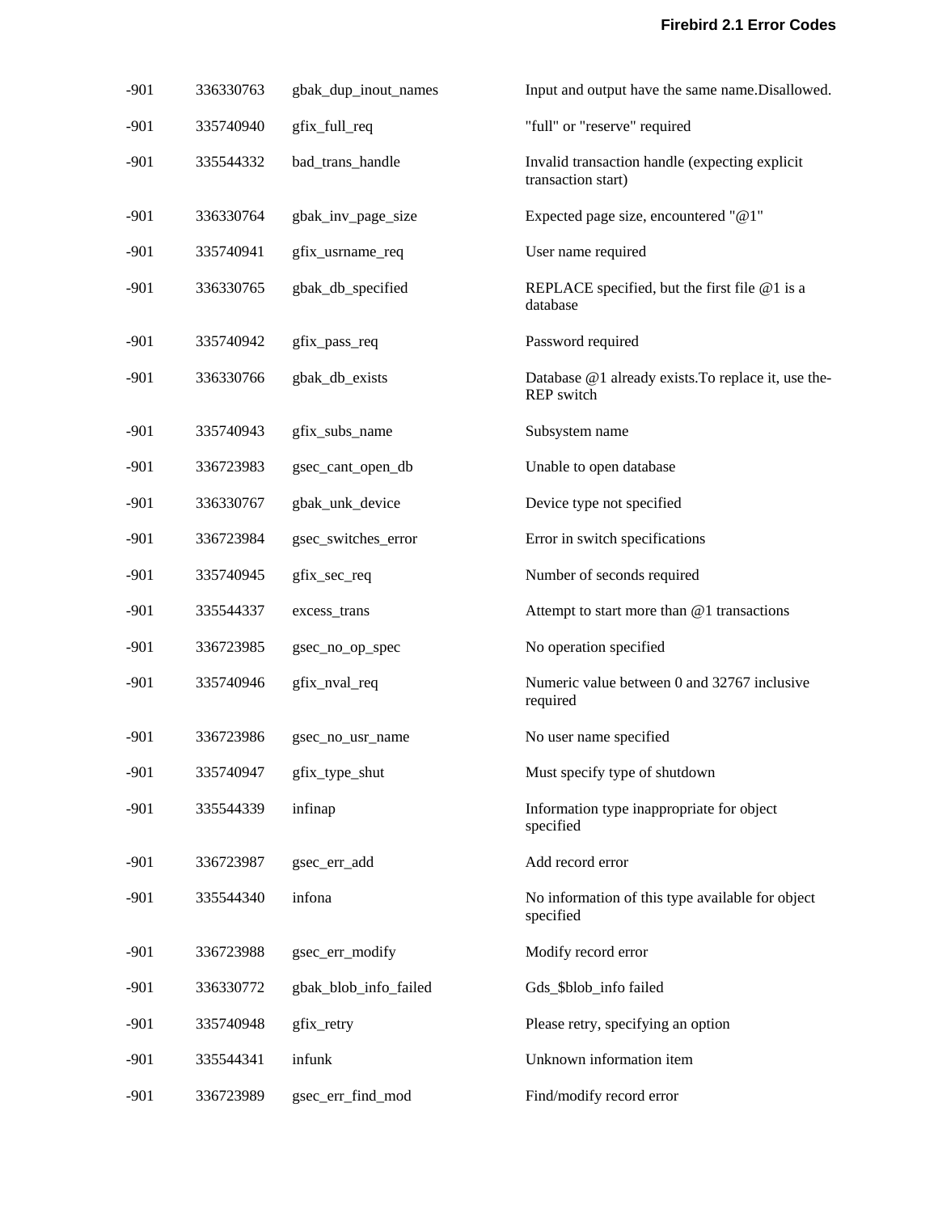| | | | |
|---|---|---|---|
| -901 | 336330763 | gbak_dup_inout_names | Input and output have the same name.Disallowed. |
| -901 | 335740940 | gfix_full_req | "full" or "reserve" required |
| -901 | 335544332 | bad_trans_handle | Invalid transaction handle (expecting explicit transaction start) |
| -901 | 336330764 | gbak_inv_page_size | Expected page size, encountered "@1" |
| -901 | 335740941 | gfix_usrname_req | User name required |
| -901 | 336330765 | gbak_db_specified | REPLACE specified, but the first file @1 is a database |
| -901 | 335740942 | gfix_pass_req | Password required |
| -901 | 336330766 | gbak_db_exists | Database @1 already exists.To replace it, use the-REP switch |
| -901 | 335740943 | gfix_subs_name | Subsystem name |
| -901 | 336723983 | gsec_cant_open_db | Unable to open database |
| -901 | 336330767 | gbak_unk_device | Device type not specified |
| -901 | 336723984 | gsec_switches_error | Error in switch specifications |
| -901 | 335740945 | gfix_sec_req | Number of seconds required |
| -901 | 335544337 | excess_trans | Attempt to start more than @1 transactions |
| -901 | 336723985 | gsec_no_op_spec | No operation specified |
| -901 | 335740946 | gfix_nval_req | Numeric value between 0 and 32767 inclusive required |
| -901 | 336723986 | gsec_no_usr_name | No user name specified |
| -901 | 335740947 | gfix_type_shut | Must specify type of shutdown |
| -901 | 335544339 | infinap | Information type inappropriate for object specified |
| -901 | 336723987 | gsec_err_add | Add record error |
| -901 | 335544340 | infona | No information of this type available for object specified |
| -901 | 336723988 | gsec_err_modify | Modify record error |
| -901 | 336330772 | gbak_blob_info_failed | Gds_$blob_info failed |
| -901 | 335740948 | gfix_retry | Please retry, specifying an option |
| -901 | 335544341 | infunk | Unknown information item |
| -901 | 336723989 | gsec_err_find_mod | Find/modify record error |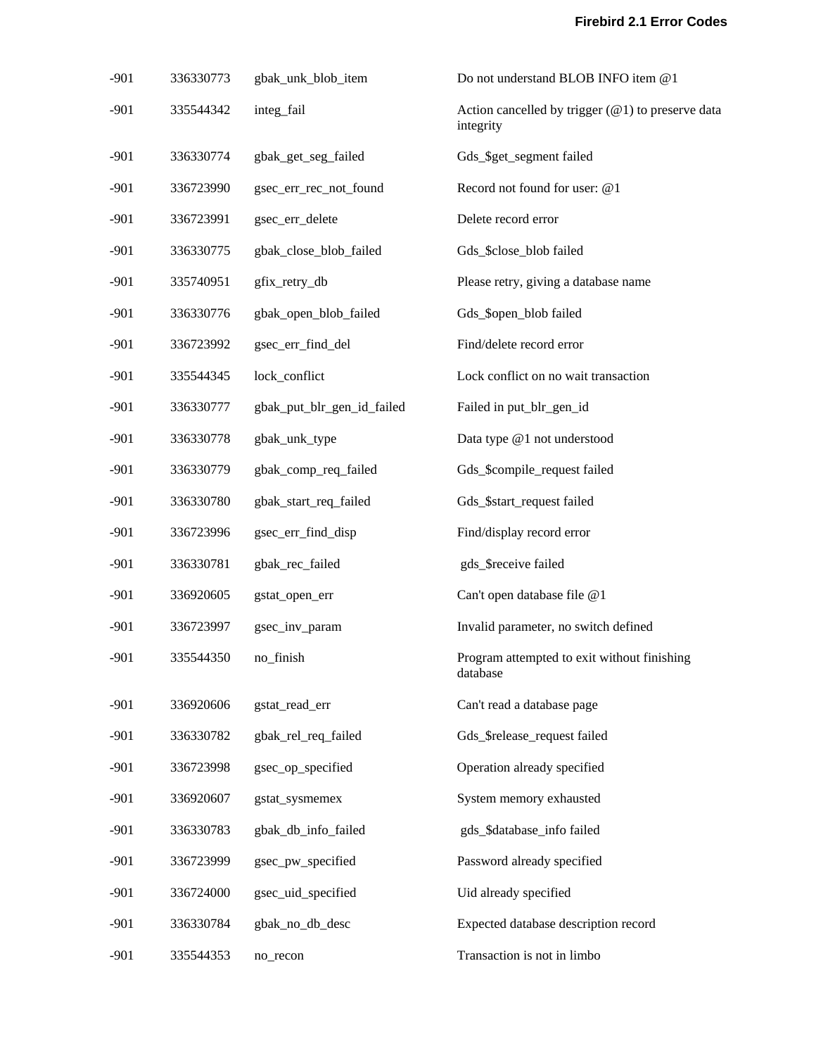| | | | |
|---|---|---|---|
| -901 | 336330773 | gbak_unk_blob_item | Do not understand BLOB INFO item @1 |
| -901 | 335544342 | integ_fail | Action cancelled by trigger (@1) to preserve data integrity |
| -901 | 336330774 | gbak_get_seg_failed | Gds_$get_segment failed |
| -901 | 336723990 | gsec_err_rec_not_found | Record not found for user: @1 |
| -901 | 336723991 | gsec_err_delete | Delete record error |
| -901 | 336330775 | gbak_close_blob_failed | Gds_$close_blob failed |
| -901 | 335740951 | gfix_retry_db | Please retry, giving a database name |
| -901 | 336330776 | gbak_open_blob_failed | Gds_$open_blob failed |
| -901 | 336723992 | gsec_err_find_del | Find/delete record error |
| -901 | 335544345 | lock_conflict | Lock conflict on no wait transaction |
| -901 | 336330777 | gbak_put_blr_gen_id_failed | Failed in put_blr_gen_id |
| -901 | 336330778 | gbak_unk_type | Data type @1 not understood |
| -901 | 336330779 | gbak_comp_req_failed | Gds_$compile_request failed |
| -901 | 336330780 | gbak_start_req_failed | Gds_$start_request failed |
| -901 | 336723996 | gsec_err_find_disp | Find/display record error |
| -901 | 336330781 | gbak_rec_failed | gds_$receive failed |
| -901 | 336920605 | gstat_open_err | Can't open database file @1 |
| -901 | 336723997 | gsec_inv_param | Invalid parameter, no switch defined |
| -901 | 335544350 | no_finish | Program attempted to exit without finishing database |
| -901 | 336920606 | gstat_read_err | Can't read a database page |
| -901 | 336330782 | gbak_rel_req_failed | Gds_$release_request failed |
| -901 | 336723998 | gsec_op_specified | Operation already specified |
| -901 | 336920607 | gstat_sysmemex | System memory exhausted |
| -901 | 336330783 | gbak_db_info_failed | gds_$database_info failed |
| -901 | 336723999 | gsec_pw_specified | Password already specified |
| -901 | 336724000 | gsec_uid_specified | Uid already specified |
| -901 | 336330784 | gbak_no_db_desc | Expected database description record |
| -901 | 335544353 | no_recon | Transaction is not in limbo |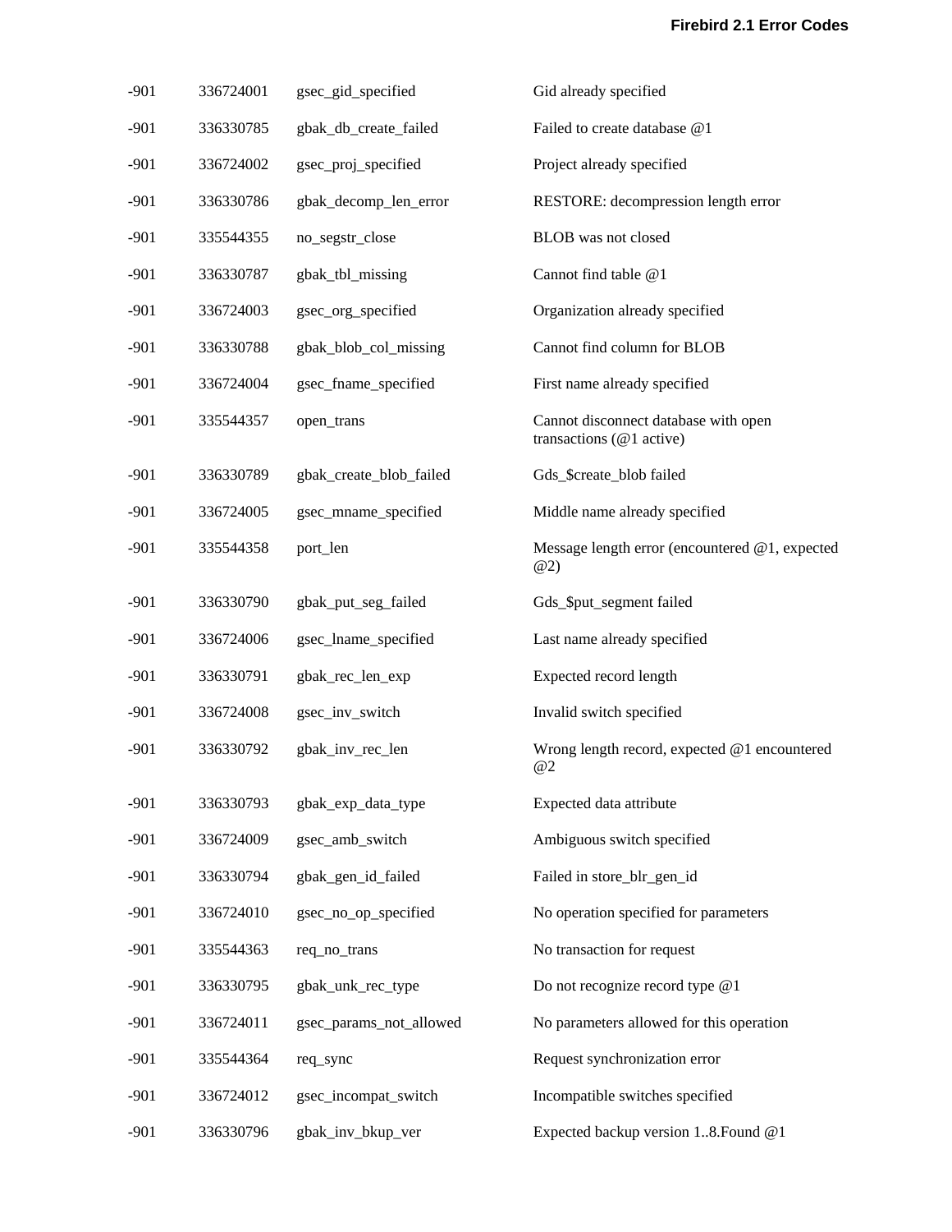| | | | |
|---|---|---|---|
| -901 | 336724001 | gsec_gid_specified | Gid already specified |
| -901 | 336330785 | gbak_db_create_failed | Failed to create database @1 |
| -901 | 336724002 | gsec_proj_specified | Project already specified |
| -901 | 336330786 | gbak_decomp_len_error | RESTORE: decompression length error |
| -901 | 335544355 | no_segstr_close | BLOB was not closed |
| -901 | 336330787 | gbak_tbl_missing | Cannot find table @1 |
| -901 | 336724003 | gsec_org_specified | Organization already specified |
| -901 | 336330788 | gbak_blob_col_missing | Cannot find column for BLOB |
| -901 | 336724004 | gsec_fname_specified | First name already specified |
| -901 | 335544357 | open_trans | Cannot disconnect database with open transactions (@1 active) |
| -901 | 336330789 | gbak_create_blob_failed | Gds_$create_blob failed |
| -901 | 336724005 | gsec_mname_specified | Middle name already specified |
| -901 | 335544358 | port_len | Message length error (encountered @1, expected @2) |
| -901 | 336330790 | gbak_put_seg_failed | Gds_$put_segment failed |
| -901 | 336724006 | gsec_lname_specified | Last name already specified |
| -901 | 336330791 | gbak_rec_len_exp | Expected record length |
| -901 | 336724008 | gsec_inv_switch | Invalid switch specified |
| -901 | 336330792 | gbak_inv_rec_len | Wrong length record, expected @1 encountered @2 |
| -901 | 336330793 | gbak_exp_data_type | Expected data attribute |
| -901 | 336724009 | gsec_amb_switch | Ambiguous switch specified |
| -901 | 336330794 | gbak_gen_id_failed | Failed in store_blr_gen_id |
| -901 | 336724010 | gsec_no_op_specified | No operation specified for parameters |
| -901 | 335544363 | req_no_trans | No transaction for request |
| -901 | 336330795 | gbak_unk_rec_type | Do not recognize record type @1 |
| -901 | 336724011 | gsec_params_not_allowed | No parameters allowed for this operation |
| -901 | 335544364 | req_sync | Request synchronization error |
| -901 | 336724012 | gsec_incompat_switch | Incompatible switches specified |
| -901 | 336330796 | gbak_inv_bkup_ver | Expected backup version 1..8.Found @1 |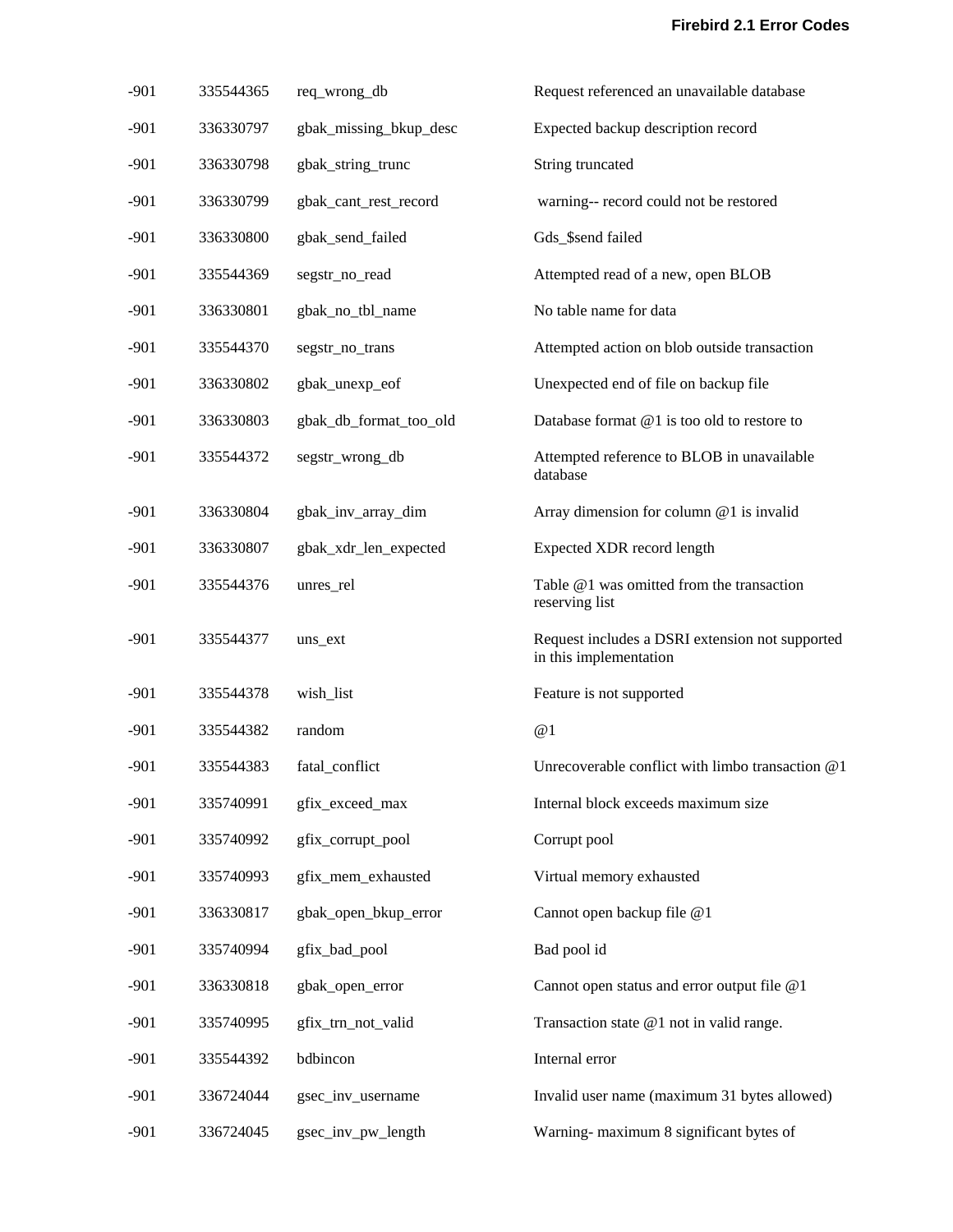| | | | |
|---|---|---|---|
| -901 | 335544365 | req_wrong_db | Request referenced an unavailable database |
| -901 | 336330797 | gbak_missing_bkup_desc | Expected backup description record |
| -901 | 336330798 | gbak_string_trunc | String truncated |
| -901 | 336330799 | gbak_cant_rest_record | warning-- record could not be restored |
| -901 | 336330800 | gbak_send_failed | Gds_$send failed |
| -901 | 335544369 | segstr_no_read | Attempted read of a new, open BLOB |
| -901 | 336330801 | gbak_no_tbl_name | No table name for data |
| -901 | 335544370 | segstr_no_trans | Attempted action on blob outside transaction |
| -901 | 336330802 | gbak_unexp_eof | Unexpected end of file on backup file |
| -901 | 336330803 | gbak_db_format_too_old | Database format @1 is too old to restore to |
| -901 | 335544372 | segstr_wrong_db | Attempted reference to BLOB in unavailable database |
| -901 | 336330804 | gbak_inv_array_dim | Array dimension for column @1 is invalid |
| -901 | 336330807 | gbak_xdr_len_expected | Expected XDR record length |
| -901 | 335544376 | unres_rel | Table @1 was omitted from the transaction reserving list |
| -901 | 335544377 | uns_ext | Request includes a DSRI extension not supported in this implementation |
| -901 | 335544378 | wish_list | Feature is not supported |
| -901 | 335544382 | random | @1 |
| -901 | 335544383 | fatal_conflict | Unrecoverable conflict with limbo transaction @1 |
| -901 | 335740991 | gfix_exceed_max | Internal block exceeds maximum size |
| -901 | 335740992 | gfix_corrupt_pool | Corrupt pool |
| -901 | 335740993 | gfix_mem_exhausted | Virtual memory exhausted |
| -901 | 336330817 | gbak_open_bkup_error | Cannot open backup file @1 |
| -901 | 335740994 | gfix_bad_pool | Bad pool id |
| -901 | 336330818 | gbak_open_error | Cannot open status and error output file @1 |
| -901 | 335740995 | gfix_trn_not_valid | Transaction state @1 not in valid range. |
| -901 | 335544392 | bdbincon | Internal error |
| -901 | 336724044 | gsec_inv_username | Invalid user name (maximum 31 bytes allowed) |
| -901 | 336724045 | gsec_inv_pw_length | Warning- maximum 8 significant bytes of |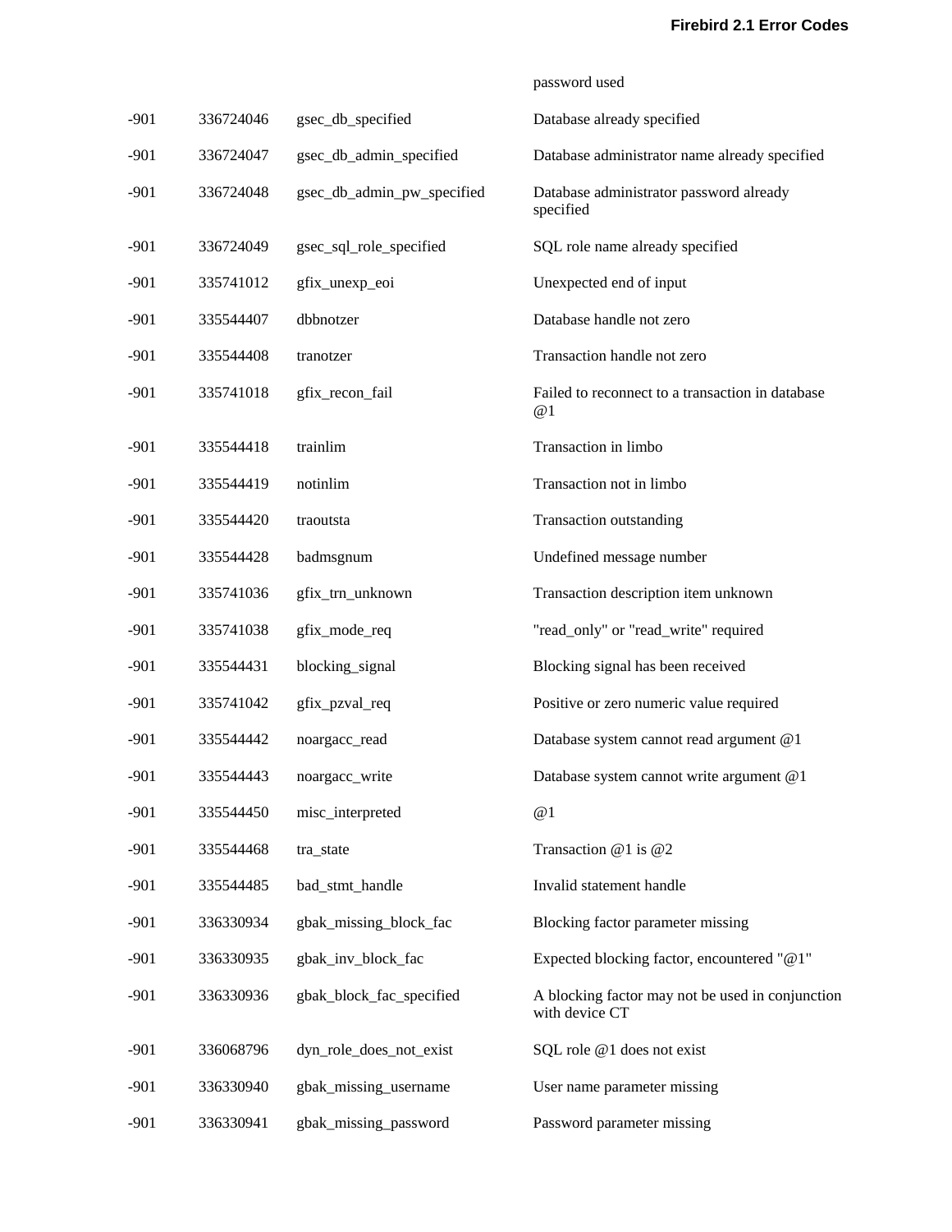| | | | |
|---|---|---|---|
| | | | password used |
| -901 | 336724046 | gsec_db_specified | Database already specified |
| -901 | 336724047 | gsec_db_admin_specified | Database administrator name already specified |
| -901 | 336724048 | gsec_db_admin_pw_specified | Database administrator password already specified |
| -901 | 336724049 | gsec_sql_role_specified | SQL role name already specified |
| -901 | 335741012 | gfix_unexp_eoi | Unexpected end of input |
| -901 | 335544407 | dbbnotzer | Database handle not zero |
| -901 | 335544408 | tranotzer | Transaction handle not zero |
| -901 | 335741018 | gfix_recon_fail | Failed to reconnect to a transaction in database @1 |
| -901 | 335544418 | trainlim | Transaction in limbo |
| -901 | 335544419 | notinlim | Transaction not in limbo |
| -901 | 335544420 | traoutsta | Transaction outstanding |
| -901 | 335544428 | badmsgnum | Undefined message number |
| -901 | 335741036 | gfix_trn_unknown | Transaction description item unknown |
| -901 | 335741038 | gfix_mode_req | "read_only" or "read_write" required |
| -901 | 335544431 | blocking_signal | Blocking signal has been received |
| -901 | 335741042 | gfix_pzval_req | Positive or zero numeric value required |
| -901 | 335544442 | noargacc_read | Database system cannot read argument @1 |
| -901 | 335544443 | noargacc_write | Database system cannot write argument @1 |
| -901 | 335544450 | misc_interpreted | @1 |
| -901 | 335544468 | tra_state | Transaction @1 is @2 |
| -901 | 335544485 | bad_stmt_handle | Invalid statement handle |
| -901 | 336330934 | gbak_missing_block_fac | Blocking factor parameter missing |
| -901 | 336330935 | gbak_inv_block_fac | Expected blocking factor, encountered "@1" |
| -901 | 336330936 | gbak_block_fac_specified | A blocking factor may not be used in conjunction with device CT |
| -901 | 336068796 | dyn_role_does_not_exist | SQL role @1 does not exist |
| -901 | 336330940 | gbak_missing_username | User name parameter missing |
| -901 | 336330941 | gbak_missing_password | Password parameter missing |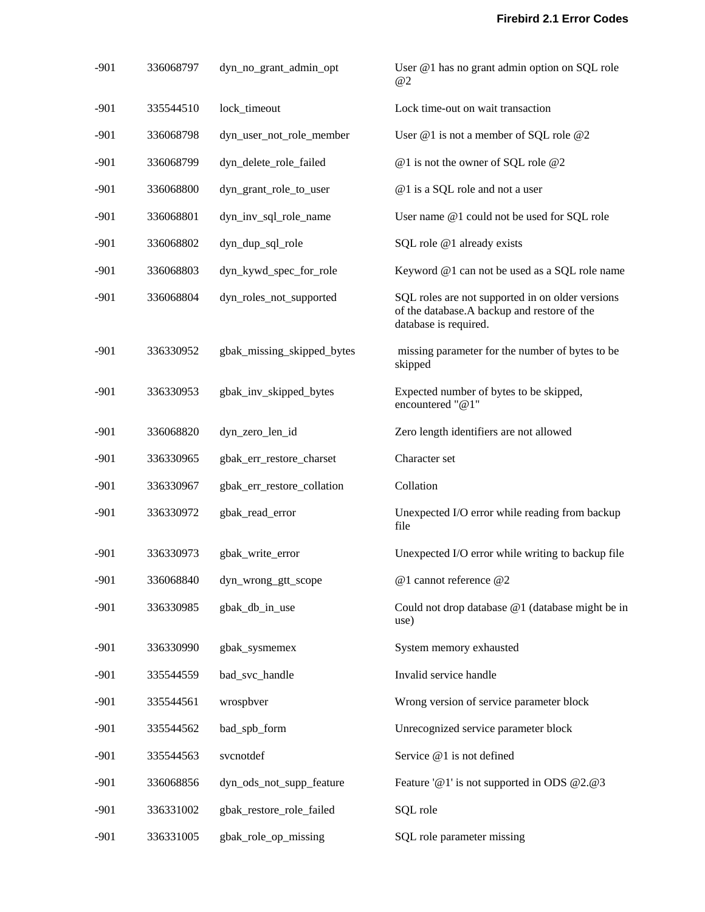| | | | |
|---|---|---|---|
| -901 | 336068797 | dyn_no_grant_admin_opt | User @1 has no grant admin option on SQL role @2 |
| -901 | 335544510 | lock_timeout | Lock time-out on wait transaction |
| -901 | 336068798 | dyn_user_not_role_member | User @1 is not a member of SQL role @2 |
| -901 | 336068799 | dyn_delete_role_failed | @1 is not the owner of SQL role @2 |
| -901 | 336068800 | dyn_grant_role_to_user | @1 is a SQL role and not a user |
| -901 | 336068801 | dyn_inv_sql_role_name | User name @1 could not be used for SQL role |
| -901 | 336068802 | dyn_dup_sql_role | SQL role @1 already exists |
| -901 | 336068803 | dyn_kywd_spec_for_role | Keyword @1 can not be used as a SQL role name |
| -901 | 336068804 | dyn_roles_not_supported | SQL roles are not supported in on older versions of the database.A backup and restore of the database is required. |
| -901 | 336330952 | gbak_missing_skipped_bytes | missing parameter for the number of bytes to be skipped |
| -901 | 336330953 | gbak_inv_skipped_bytes | Expected number of bytes to be skipped, encountered "@1" |
| -901 | 336068820 | dyn_zero_len_id | Zero length identifiers are not allowed |
| -901 | 336330965 | gbak_err_restore_charset | Character set |
| -901 | 336330967 | gbak_err_restore_collation | Collation |
| -901 | 336330972 | gbak_read_error | Unexpected I/O error while reading from backup file |
| -901 | 336330973 | gbak_write_error | Unexpected I/O error while writing to backup file |
| -901 | 336068840 | dyn_wrong_gtt_scope | @1 cannot reference @2 |
| -901 | 336330985 | gbak_db_in_use | Could not drop database @1 (database might be in use) |
| -901 | 336330990 | gbak_sysmemex | System memory exhausted |
| -901 | 335544559 | bad_svc_handle | Invalid service handle |
| -901 | 335544561 | wrospbver | Wrong version of service parameter block |
| -901 | 335544562 | bad_spb_form | Unrecognized service parameter block |
| -901 | 335544563 | svcnotdef | Service @1 is not defined |
| -901 | 336068856 | dyn_ods_not_supp_feature | Feature '@1' is not supported in ODS @2.@3 |
| -901 | 336331002 | gbak_restore_role_failed | SQL role |
| -901 | 336331005 | gbak_role_op_missing | SQL role parameter missing |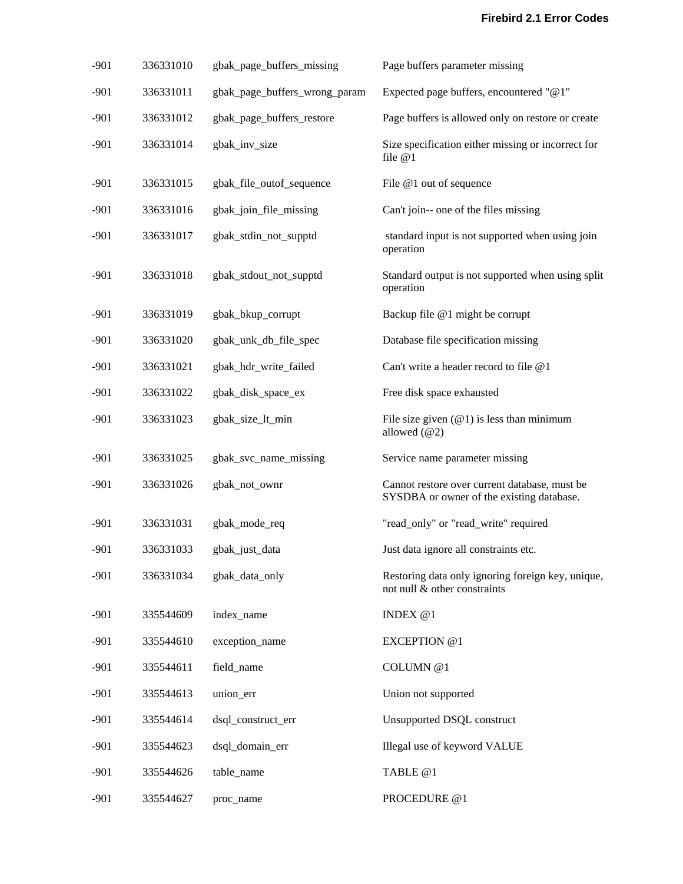| | | | |
|---|---|---|---|
| -901 | 336331010 | gbak_page_buffers_missing | Page buffers parameter missing |
| -901 | 336331011 | gbak_page_buffers_wrong_param | Expected page buffers, encountered "@1" |
| -901 | 336331012 | gbak_page_buffers_restore | Page buffers is allowed only on restore or create |
| -901 | 336331014 | gbak_inv_size | Size specification either missing or incorrect for file @1 |
| -901 | 336331015 | gbak_file_outof_sequence | File @1 out of sequence |
| -901 | 336331016 | gbak_join_file_missing | Can't join-- one of the files missing |
| -901 | 336331017 | gbak_stdin_not_supptd | standard input is not supported when using join operation |
| -901 | 336331018 | gbak_stdout_not_supptd | Standard output is not supported when using split operation |
| -901 | 336331019 | gbak_bkup_corrupt | Backup file @1 might be corrupt |
| -901 | 336331020 | gbak_unk_db_file_spec | Database file specification missing |
| -901 | 336331021 | gbak_hdr_write_failed | Can't write a header record to file @1 |
| -901 | 336331022 | gbak_disk_space_ex | Free disk space exhausted |
| -901 | 336331023 | gbak_size_lt_min | File size given (@1) is less than minimum allowed (@2) |
| -901 | 336331025 | gbak_svc_name_missing | Service name parameter missing |
| -901 | 336331026 | gbak_not_ownr | Cannot restore over current database, must be SYSDBA or owner of the existing database. |
| -901 | 336331031 | gbak_mode_req | "read_only" or "read_write" required |
| -901 | 336331033 | gbak_just_data | Just data ignore all constraints etc. |
| -901 | 336331034 | gbak_data_only | Restoring data only ignoring foreign key, unique, not null & other constraints |
| -901 | 335544609 | index_name | INDEX @1 |
| -901 | 335544610 | exception_name | EXCEPTION @1 |
| -901 | 335544611 | field_name | COLUMN @1 |
| -901 | 335544613 | union_err | Union not supported |
| -901 | 335544614 | dsql_construct_err | Unsupported DSQL construct |
| -901 | 335544623 | dsql_domain_err | Illegal use of keyword VALUE |
| -901 | 335544626 | table_name | TABLE @1 |
| -901 | 335544627 | proc_name | PROCEDURE @1 |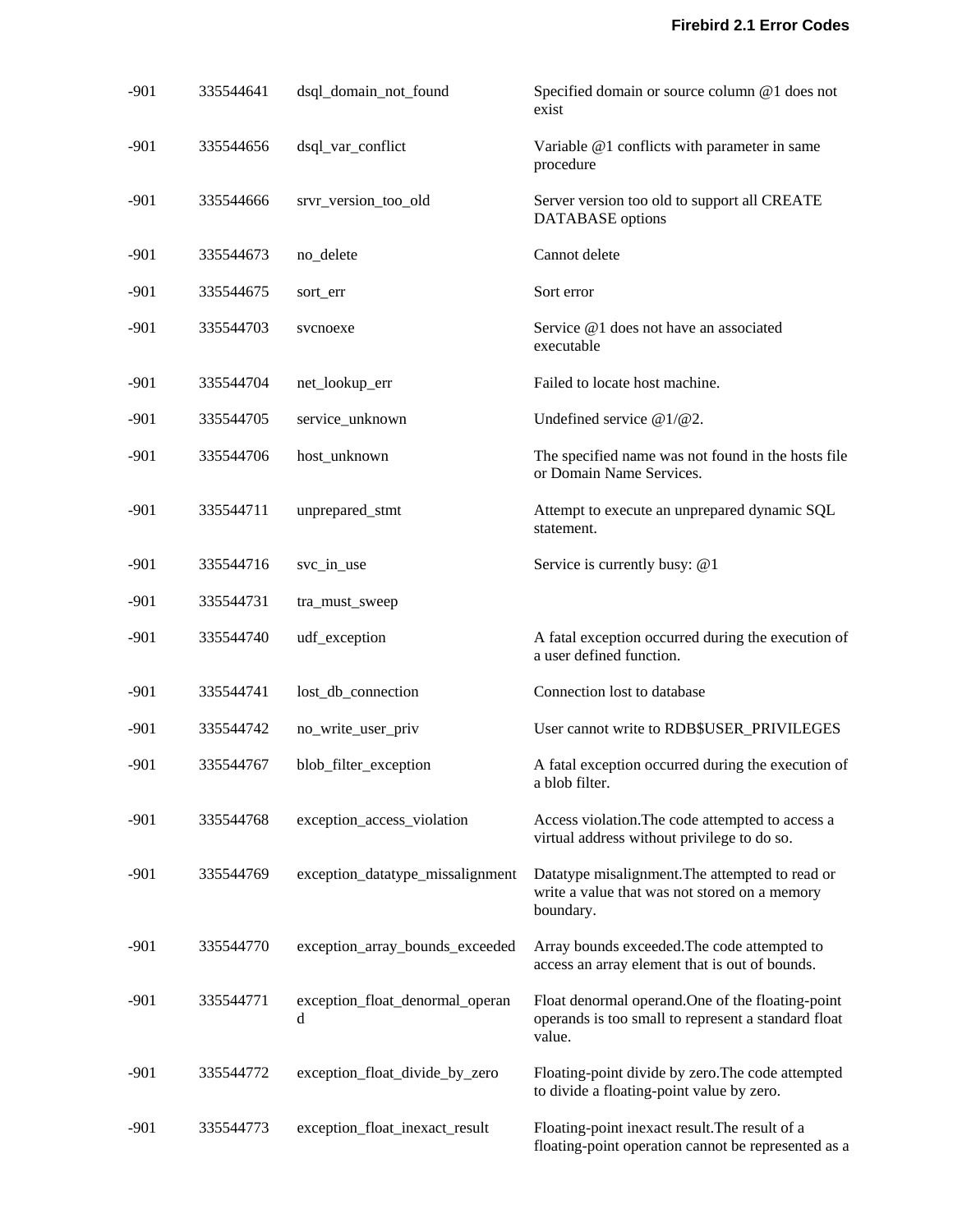| | | | |
|---|---|---|---|
| -901 | 335544641 | dsql_domain_not_found | Specified domain or source column @1 does not exist |
| -901 | 335544656 | dsql_var_conflict | Variable @1 conflicts with parameter in same procedure |
| -901 | 335544666 | srvr_version_too_old | Server version too old to support all CREATE DATABASE options |
| -901 | 335544673 | no_delete | Cannot delete |
| -901 | 335544675 | sort_err | Sort error |
| -901 | 335544703 | svcnoexe | Service @1 does not have an associated executable |
| -901 | 335544704 | net_lookup_err | Failed to locate host machine. |
| -901 | 335544705 | service_unknown | Undefined service @1/@2. |
| -901 | 335544706 | host_unknown | The specified name was not found in the hosts file or Domain Name Services. |
| -901 | 335544711 | unprepared_stmt | Attempt to execute an unprepared dynamic SQL statement. |
| -901 | 335544716 | svc_in_use | Service is currently busy: @1 |
| -901 | 335544731 | tra_must_sweep | |
| -901 | 335544740 | udf_exception | A fatal exception occurred during the execution of a user defined function. |
| -901 | 335544741 | lost_db_connection | Connection lost to database |
| -901 | 335544742 | no_write_user_priv | User cannot write to RDB$USER_PRIVILEGES |
| -901 | 335544767 | blob_filter_exception | A fatal exception occurred during the execution of a blob filter. |
| -901 | 335544768 | exception_access_violation | Access violation.The code attempted to access a virtual address without privilege to do so. |
| -901 | 335544769 | exception_datatype_missalignment | Datatype misalignment.The attempted to read or write a value that was not stored on a memory boundary. |
| -901 | 335544770 | exception_array_bounds_exceeded | Array bounds exceeded.The code attempted to access an array element that is out of bounds. |
| -901 | 335544771 | exception_float_denormal_operand | Float denormal operand.One of the floating-point operands is too small to represent a standard float value. |
| -901 | 335544772 | exception_float_divide_by_zero | Floating-point divide by zero.The code attempted to divide a floating-point value by zero. |
| -901 | 335544773 | exception_float_inexact_result | Floating-point inexact result.The result of a floating-point operation cannot be represented as a |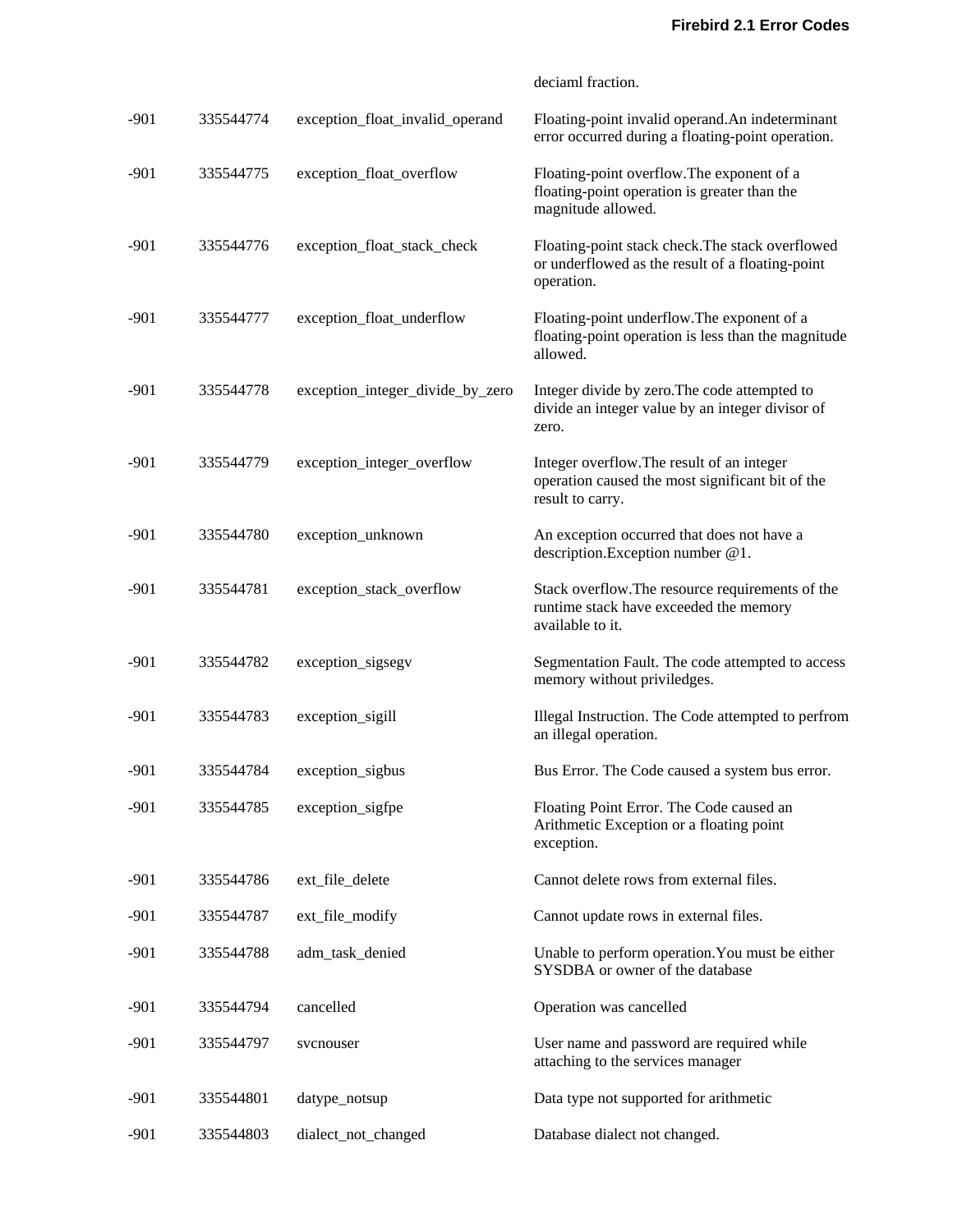| | | | |
|---|---|---|---|
| | | | deciaml fraction. |
| -901 | 335544774 | exception_float_invalid_operand | Floating-point invalid operand.An indeterminant error occurred during a floating-point operation. |
| -901 | 335544775 | exception_float_overflow | Floating-point overflow.The exponent of a floating-point operation is greater than the magnitude allowed. |
| -901 | 335544776 | exception_float_stack_check | Floating-point stack check.The stack overflowed or underflowed as the result of a floating-point operation. |
| -901 | 335544777 | exception_float_underflow | Floating-point underflow.The exponent of a floating-point operation is less than the magnitude allowed. |
| -901 | 335544778 | exception_integer_divide_by_zero | Integer divide by zero.The code attempted to divide an integer value by an integer divisor of zero. |
| -901 | 335544779 | exception_integer_overflow | Integer overflow.The result of an integer operation caused the most significant bit of the result to carry. |
| -901 | 335544780 | exception_unknown | An exception occurred that does not have a description.Exception number @1. |
| -901 | 335544781 | exception_stack_overflow | Stack overflow.The resource requirements of the runtime stack have exceeded the memory available to it. |
| -901 | 335544782 | exception_sigsegv | Segmentation Fault. The code attempted to access memory without priviledges. |
| -901 | 335544783 | exception_sigill | Illegal Instruction. The Code attempted to perfrom an illegal operation. |
| -901 | 335544784 | exception_sigbus | Bus Error. The Code caused a system bus error. |
| -901 | 335544785 | exception_sigfpe | Floating Point Error. The Code caused an Arithmetic Exception or a floating point exception. |
| -901 | 335544786 | ext_file_delete | Cannot delete rows from external files. |
| -901 | 335544787 | ext_file_modify | Cannot update rows in external files. |
| -901 | 335544788 | adm_task_denied | Unable to perform operation.You must be either SYSDBA or owner of the database |
| -901 | 335544794 | cancelled | Operation was cancelled |
| -901 | 335544797 | svcnouser | User name and password are required while attaching to the services manager |
| -901 | 335544801 | datype_notsup | Data type not supported for arithmetic |
| -901 | 335544803 | dialect_not_changed | Database dialect not changed. |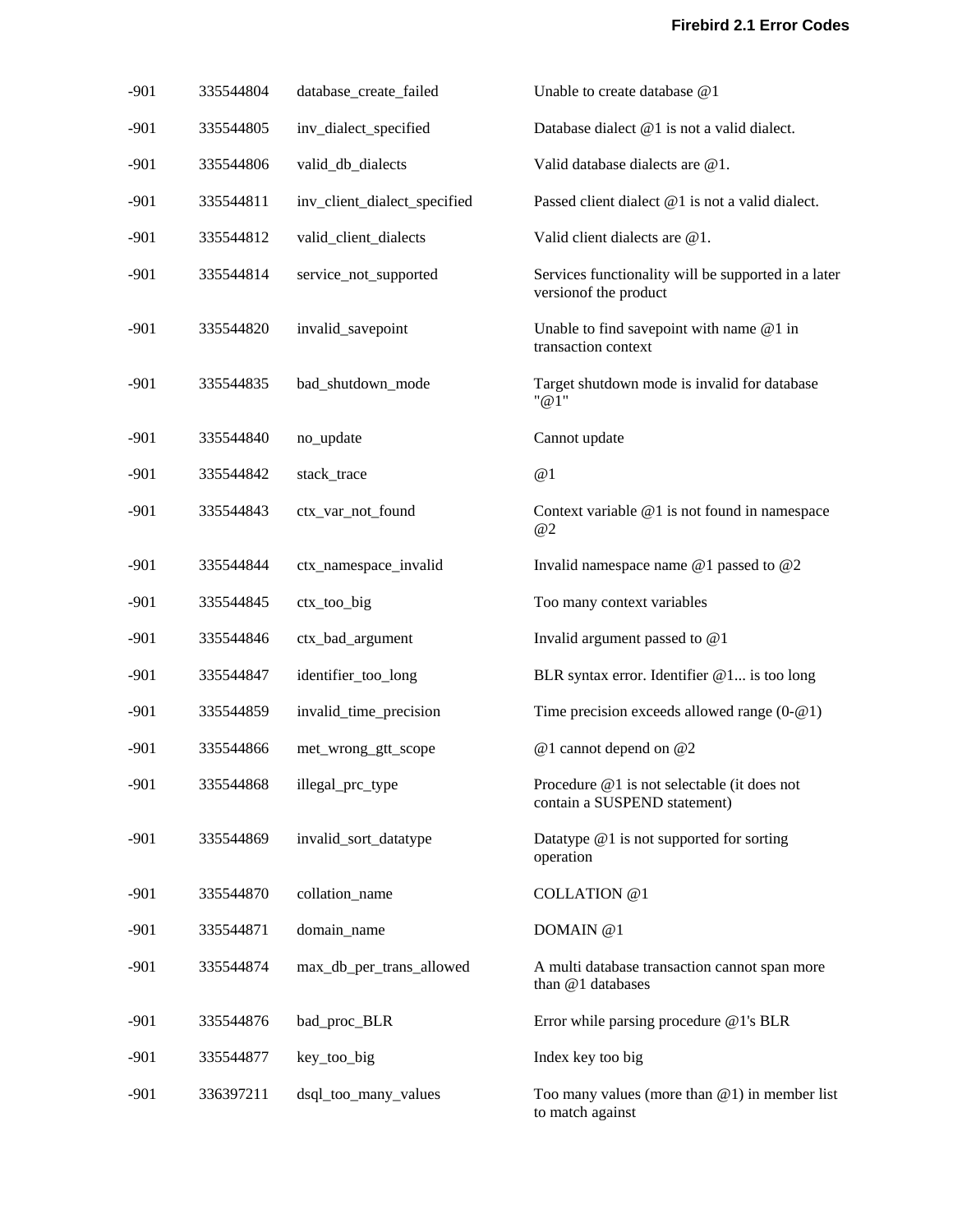| | | | |
|---|---|---|---|
| -901 | 335544804 | database_create_failed | Unable to create database @1 |
| -901 | 335544805 | inv_dialect_specified | Database dialect @1 is not a valid dialect. |
| -901 | 335544806 | valid_db_dialects | Valid database dialects are @1. |
| -901 | 335544811 | inv_client_dialect_specified | Passed client dialect @1 is not a valid dialect. |
| -901 | 335544812 | valid_client_dialects | Valid client dialects are @1. |
| -901 | 335544814 | service_not_supported | Services functionality will be supported in a later versionof the product |
| -901 | 335544820 | invalid_savepoint | Unable to find savepoint with name @1 in transaction context |
| -901 | 335544835 | bad_shutdown_mode | Target shutdown mode is invalid for database "@1" |
| -901 | 335544840 | no_update | Cannot update |
| -901 | 335544842 | stack_trace | @1 |
| -901 | 335544843 | ctx_var_not_found | Context variable @1 is not found in namespace @2 |
| -901 | 335544844 | ctx_namespace_invalid | Invalid namespace name @1 passed to @2 |
| -901 | 335544845 | ctx_too_big | Too many context variables |
| -901 | 335544846 | ctx_bad_argument | Invalid argument passed to @1 |
| -901 | 335544847 | identifier_too_long | BLR syntax error. Identifier @1... is too long |
| -901 | 335544859 | invalid_time_precision | Time precision exceeds allowed range (0-@1) |
| -901 | 335544866 | met_wrong_gtt_scope | @1 cannot depend on @2 |
| -901 | 335544868 | illegal_prc_type | Procedure @1 is not selectable (it does not contain a SUSPEND statement) |
| -901 | 335544869 | invalid_sort_datatype | Datatype @1 is not supported for sorting operation |
| -901 | 335544870 | collation_name | COLLATION @1 |
| -901 | 335544871 | domain_name | DOMAIN @1 |
| -901 | 335544874 | max_db_per_trans_allowed | A multi database transaction cannot span more than @1 databases |
| -901 | 335544876 | bad_proc_BLR | Error while parsing procedure @1's BLR |
| -901 | 335544877 | key_too_big | Index key too big |
| -901 | 336397211 | dsql_too_many_values | Too many values (more than @1) in member list to match against |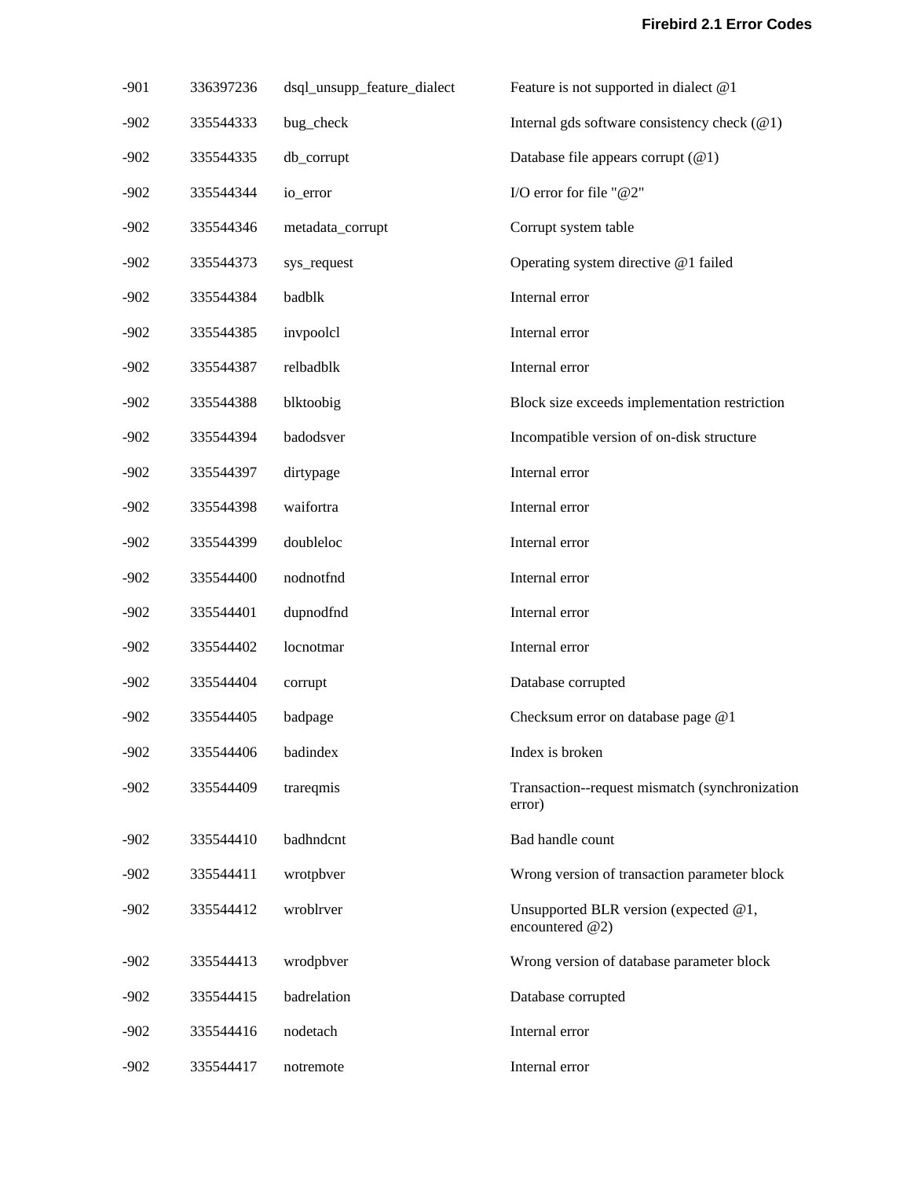| | | | |
|---|---|---|---|
| -901 | 336397236 | dsql_unsupp_feature_dialect | Feature is not supported in dialect @1 |
| -902 | 335544333 | bug_check | Internal gds software consistency check (@1) |
| -902 | 335544335 | db_corrupt | Database file appears corrupt (@1) |
| -902 | 335544344 | io_error | I/O error for file "@2" |
| -902 | 335544346 | metadata_corrupt | Corrupt system table |
| -902 | 335544373 | sys_request | Operating system directive @1 failed |
| -902 | 335544384 | badblk | Internal error |
| -902 | 335544385 | invpoolcl | Internal error |
| -902 | 335544387 | relbadblk | Internal error |
| -902 | 335544388 | blktoobig | Block size exceeds implementation restriction |
| -902 | 335544394 | badodsver | Incompatible version of on-disk structure |
| -902 | 335544397 | dirtypage | Internal error |
| -902 | 335544398 | waifortra | Internal error |
| -902 | 335544399 | doubleloc | Internal error |
| -902 | 335544400 | nodnotfnd | Internal error |
| -902 | 335544401 | dupnodfnd | Internal error |
| -902 | 335544402 | locnotmar | Internal error |
| -902 | 335544404 | corrupt | Database corrupted |
| -902 | 335544405 | badpage | Checksum error on database page @1 |
| -902 | 335544406 | badindex | Index is broken |
| -902 | 335544409 | trareqmis | Transaction--request mismatch (synchronization error) |
| -902 | 335544410 | badhndcnt | Bad handle count |
| -902 | 335544411 | wrotpbver | Wrong version of transaction parameter block |
| -902 | 335544412 | wroblrver | Unsupported BLR version (expected @1, encountered @2) |
| -902 | 335544413 | wrodpbver | Wrong version of database parameter block |
| -902 | 335544415 | badrelation | Database corrupted |
| -902 | 335544416 | nodetach | Internal error |
| -902 | 335544417 | notremote | Internal error |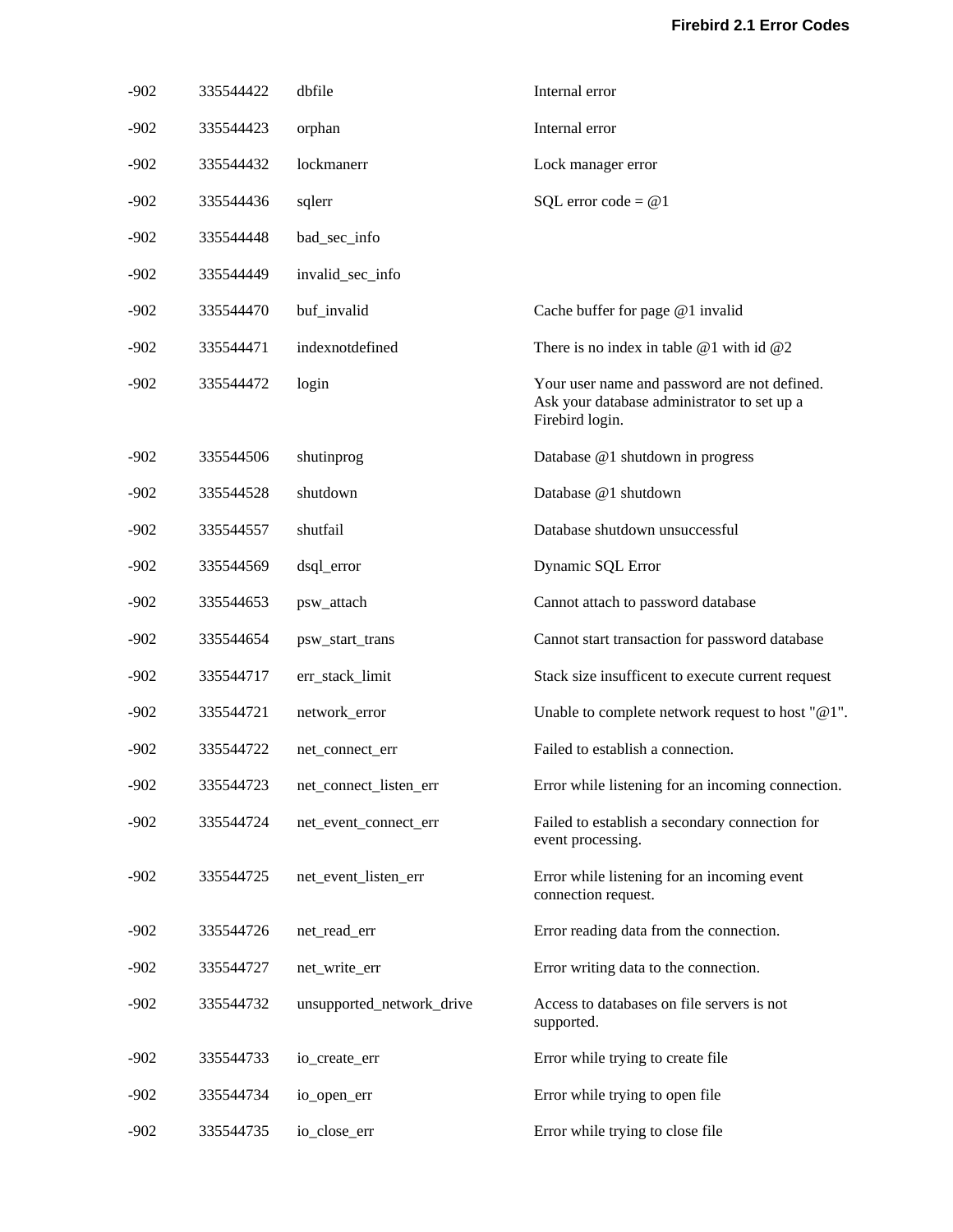| | | | |
|---|---|---|---|
| -902 | 335544422 | dbfile | Internal error |
| -902 | 335544423 | orphan | Internal error |
| -902 | 335544432 | lockmanerr | Lock manager error |
| -902 | 335544436 | sqlerr | SQL error code = @1 |
| -902 | 335544448 | bad_sec_info | |
| -902 | 335544449 | invalid_sec_info | |
| -902 | 335544470 | buf_invalid | Cache buffer for page @1 invalid |
| -902 | 335544471 | indexnotdefined | There is no index in table @1 with id @2 |
| -902 | 335544472 | login | Your user name and password are not defined. Ask your database administrator to set up a Firebird login. |
| -902 | 335544506 | shutinprog | Database @1 shutdown in progress |
| -902 | 335544528 | shutdown | Database @1 shutdown |
| -902 | 335544557 | shutfail | Database shutdown unsuccessful |
| -902 | 335544569 | dsql_error | Dynamic SQL Error |
| -902 | 335544653 | psw_attach | Cannot attach to password database |
| -902 | 335544654 | psw_start_trans | Cannot start transaction for password database |
| -902 | 335544717 | err_stack_limit | Stack size insufficent to execute current request |
| -902 | 335544721 | network_error | Unable to complete network request to host "@1". |
| -902 | 335544722 | net_connect_err | Failed to establish a connection. |
| -902 | 335544723 | net_connect_listen_err | Error while listening for an incoming connection. |
| -902 | 335544724 | net_event_connect_err | Failed to establish a secondary connection for event processing. |
| -902 | 335544725 | net_event_listen_err | Error while listening for an incoming event connection request. |
| -902 | 335544726 | net_read_err | Error reading data from the connection. |
| -902 | 335544727 | net_write_err | Error writing data to the connection. |
| -902 | 335544732 | unsupported_network_drive | Access to databases on file servers is not supported. |
| -902 | 335544733 | io_create_err | Error while trying to create file |
| -902 | 335544734 | io_open_err | Error while trying to open file |
| -902 | 335544735 | io_close_err | Error while trying to close file |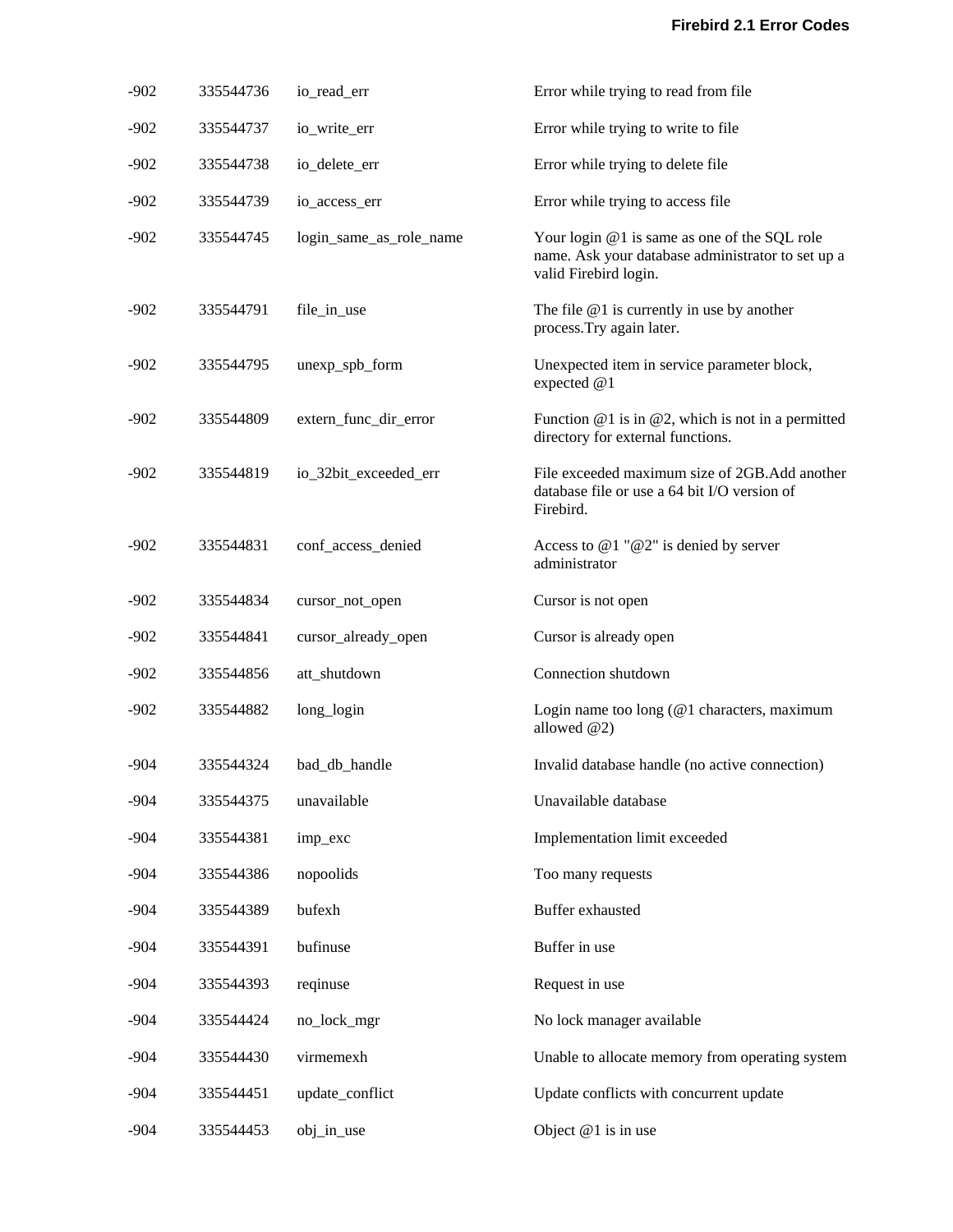| | | | |
|---|---|---|---|
| -902 | 335544736 | io_read_err | Error while trying to read from file |
| -902 | 335544737 | io_write_err | Error while trying to write to file |
| -902 | 335544738 | io_delete_err | Error while trying to delete file |
| -902 | 335544739 | io_access_err | Error while trying to access file |
| -902 | 335544745 | login_same_as_role_name | Your login @1 is same as one of the SQL role name. Ask your database administrator to set up a valid Firebird login. |
| -902 | 335544791 | file_in_use | The file @1 is currently in use by another process.Try again later. |
| -902 | 335544795 | unexp_spb_form | Unexpected item in service parameter block, expected @1 |
| -902 | 335544809 | extern_func_dir_error | Function @1 is in @2, which is not in a permitted directory for external functions. |
| -902 | 335544819 | io_32bit_exceeded_err | File exceeded maximum size of 2GB.Add another database file or use a 64 bit I/O version of Firebird. |
| -902 | 335544831 | conf_access_denied | Access to @1 "@2" is denied by server administrator |
| -902 | 335544834 | cursor_not_open | Cursor is not open |
| -902 | 335544841 | cursor_already_open | Cursor is already open |
| -902 | 335544856 | att_shutdown | Connection shutdown |
| -902 | 335544882 | long_login | Login name too long (@1 characters, maximum allowed @2) |
| -904 | 335544324 | bad_db_handle | Invalid database handle (no active connection) |
| -904 | 335544375 | unavailable | Unavailable database |
| -904 | 335544381 | imp_exc | Implementation limit exceeded |
| -904 | 335544386 | nopoolids | Too many requests |
| -904 | 335544389 | bufexh | Buffer exhausted |
| -904 | 335544391 | bufinuse | Buffer in use |
| -904 | 335544393 | reqinuse | Request in use |
| -904 | 335544424 | no_lock_mgr | No lock manager available |
| -904 | 335544430 | virmemexh | Unable to allocate memory from operating system |
| -904 | 335544451 | update_conflict | Update conflicts with concurrent update |
| -904 | 335544453 | obj_in_use | Object @1 is in use |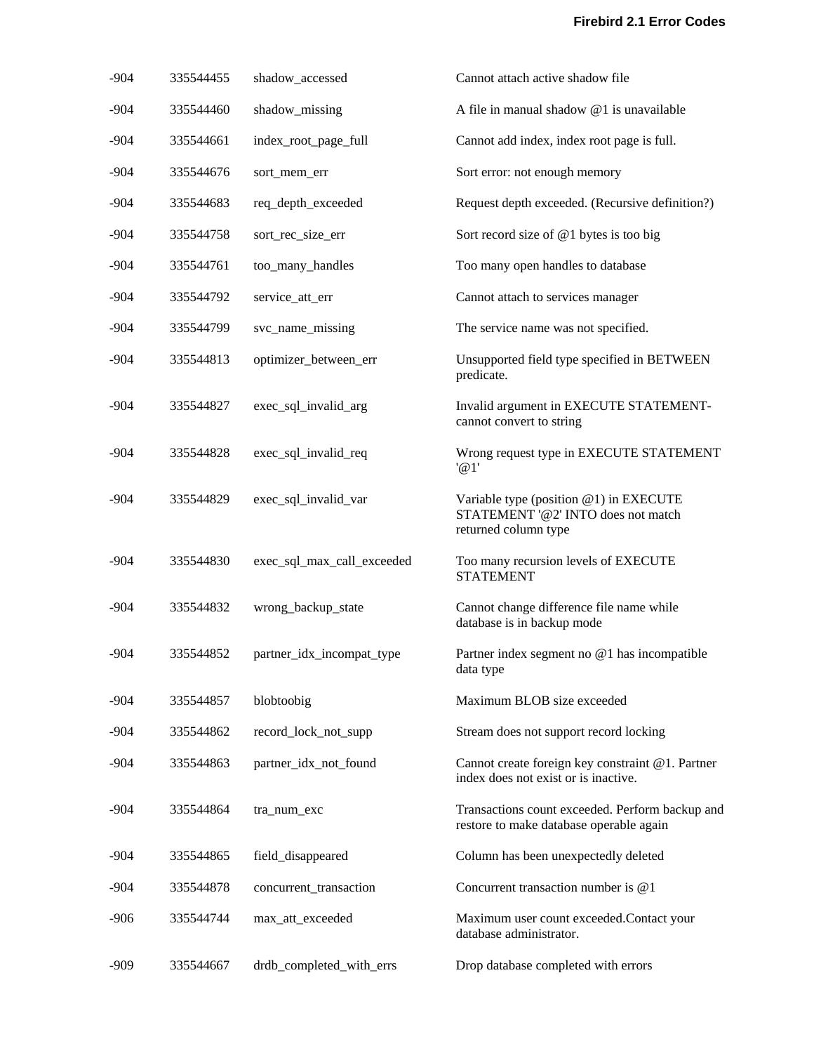| | | | |
|---|---|---|---|
| -904 | 335544455 | shadow_accessed | Cannot attach active shadow file |
| -904 | 335544460 | shadow_missing | A file in manual shadow @1 is unavailable |
| -904 | 335544661 | index_root_page_full | Cannot add index, index root page is full. |
| -904 | 335544676 | sort_mem_err | Sort error: not enough memory |
| -904 | 335544683 | req_depth_exceeded | Request depth exceeded. (Recursive definition?) |
| -904 | 335544758 | sort_rec_size_err | Sort record size of @1 bytes is too big |
| -904 | 335544761 | too_many_handles | Too many open handles to database |
| -904 | 335544792 | service_att_err | Cannot attach to services manager |
| -904 | 335544799 | svc_name_missing | The service name was not specified. |
| -904 | 335544813 | optimizer_between_err | Unsupported field type specified in BETWEEN predicate. |
| -904 | 335544827 | exec_sql_invalid_arg | Invalid argument in EXECUTE STATEMENT-cannot convert to string |
| -904 | 335544828 | exec_sql_invalid_req | Wrong request type in EXECUTE STATEMENT '@1' |
| -904 | 335544829 | exec_sql_invalid_var | Variable type (position @1) in EXECUTE STATEMENT '@2' INTO does not match returned column type |
| -904 | 335544830 | exec_sql_max_call_exceeded | Too many recursion levels of EXECUTE STATEMENT |
| -904 | 335544832 | wrong_backup_state | Cannot change difference file name while database is in backup mode |
| -904 | 335544852 | partner_idx_incompat_type | Partner index segment no @1 has incompatible data type |
| -904 | 335544857 | blobtoobig | Maximum BLOB size exceeded |
| -904 | 335544862 | record_lock_not_supp | Stream does not support record locking |
| -904 | 335544863 | partner_idx_not_found | Cannot create foreign key constraint @1. Partner index does not exist or is inactive. |
| -904 | 335544864 | tra_num_exc | Transactions count exceeded. Perform backup and restore to make database operable again |
| -904 | 335544865 | field_disappeared | Column has been unexpectedly deleted |
| -904 | 335544878 | concurrent_transaction | Concurrent transaction number is @1 |
| -906 | 335544744 | max_att_exceeded | Maximum user count exceeded.Contact your database administrator. |
| -909 | 335544667 | drdb_completed_with_errs | Drop database completed with errors |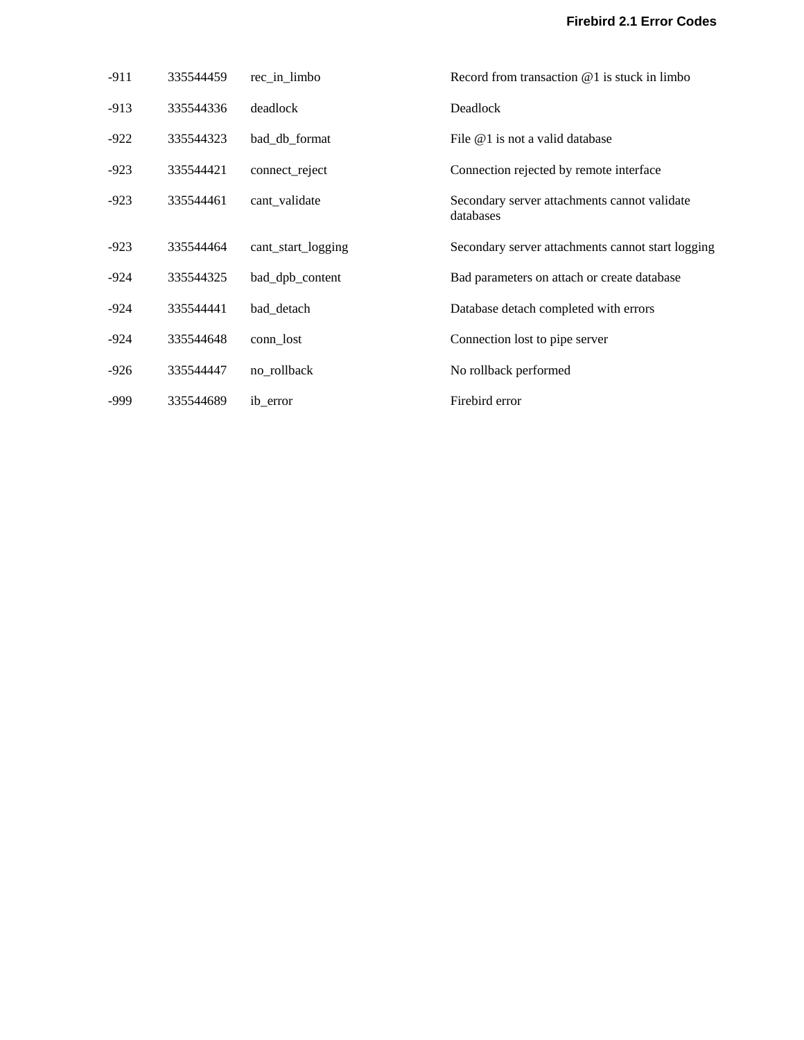| | | | |
|---|---|---|---|
| -911 | 335544459 | rec_in_limbo | Record from transaction @1 is stuck in limbo |
| -913 | 335544336 | deadlock | Deadlock |
| -922 | 335544323 | bad_db_format | File @1 is not a valid database |
| -923 | 335544421 | connect_reject | Connection rejected by remote interface |
| -923 | 335544461 | cant_validate | Secondary server attachments cannot validate databases |
| -923 | 335544464 | cant_start_logging | Secondary server attachments cannot start logging |
| -924 | 335544325 | bad_dpb_content | Bad parameters on attach or create database |
| -924 | 335544441 | bad_detach | Database detach completed with errors |
| -924 | 335544648 | conn_lost | Connection lost to pipe server |
| -926 | 335544447 | no_rollback | No rollback performed |
| -999 | 335544689 | ib_error | Firebird error |